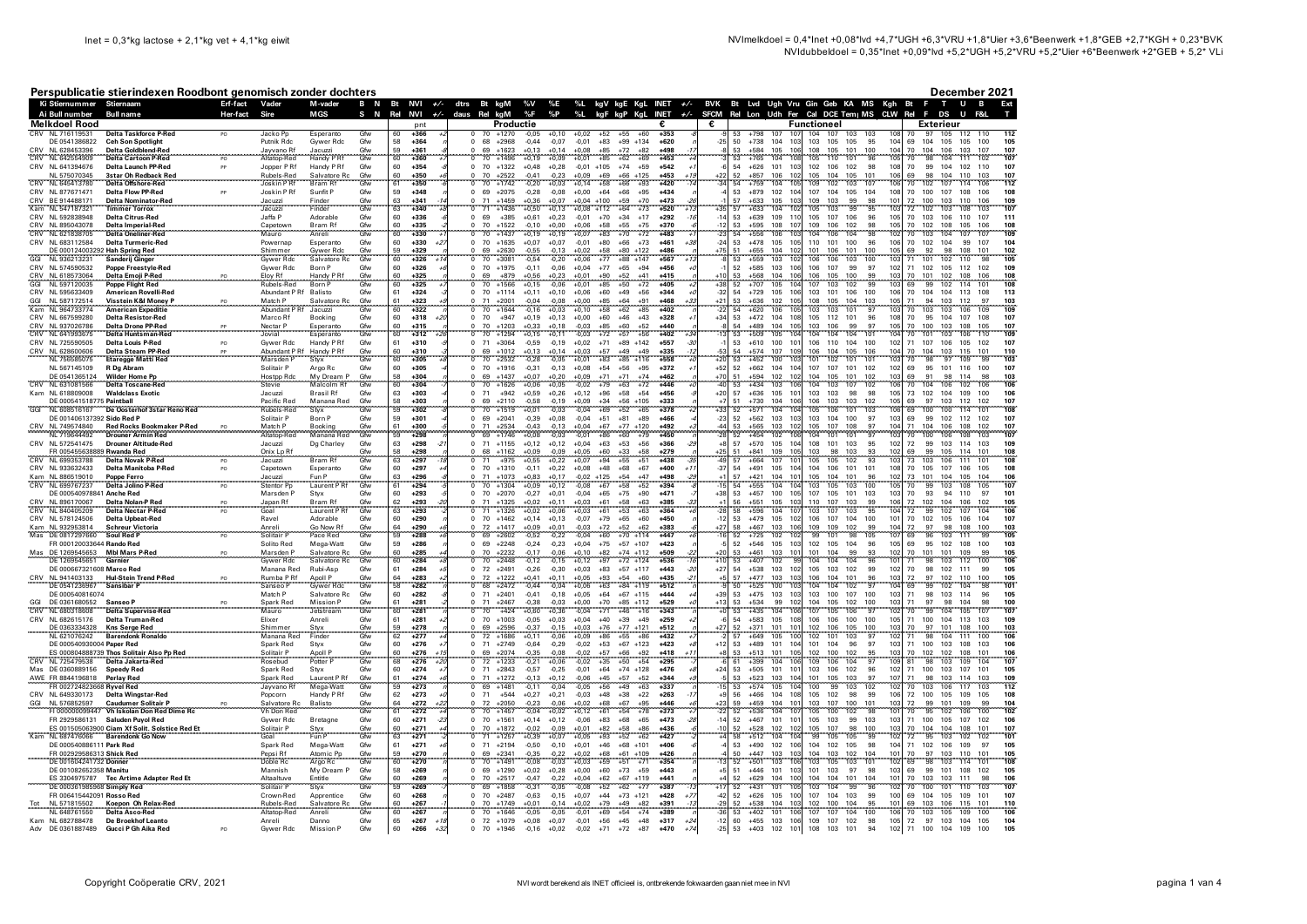Inet = 0,3*kg lactose + 2,1*kg vet + 4,1*kg eiwit

NVImelkdoel = 0,4*Inet +0,08*lvd +4,7*UGH +6,3*VRU +1,8*Uier +3,6*Beenwerk +1,8*GEB +2,7*KGH + 0,23*BVK
NVIdubbeldoel = 0,35*Inet +0,09*lvd +5,2*UGH +5,2*VRU +5,2*Uier +6*Beenwerk +2*GEB + 5,2* VLi

# Perspublicatie stierindexen Roodbont genomisch zonder dochters

December 2021

## Melkdoel Rood

| Ki Stiernummer | Stiernaam | Erf-fact | Vader | M-vader | B N | Bt | NVI | +/- | dtrs | Bt | Kg | %V | %E | %L | kgV | kgE | KgL | INET | +/- | BVK | Bt | Lvd | Ugh | Vru | Gin | Geb | KA | MS | Kgh | Bt | F | T | U | B | Ext |
|---|---|---|---|---|---|---|---|---|---|---|---|---|---|---|---|---|---|---|---|---|---|---|---|---|---|---|---|---|---|---|---|---|---|---|---|
| Ai Bull number | Bull name | Her-fact | Sire | MGS | S N | Rel | NVI | +/- | daus | Rel | kgM | %F | %P | %L | kgF | kgP | KgL | INET | +/- | SFCM | Rel | Lon | Udh | Fer | Cal | DCE | Temp | MS | CLW | Rel | F | DS | U | F&L | T |
| | | | | | | | pnt | | | Productie | | | | | | | | € | | € | | Functioneel | | | | | | | | Exterieur | | | | | |
| CRV NL 716119531 | Delta Taskforce P-Red | PO | Jacko Pp | Esperanto | Ghw | 60 | +366 | +2 | 0 | 70 | +1270 | -0,05 | +0,10 | +0,02 | +52 | +55 | +60 | +353 | | -9 | 53 | +798 | 107 | 107 | 104 | 107 | 103 | 103 | 108 | 70 | 97 | 105 | 112 | 110 | 112 |
| DE 0541386822 | Ceh Son Spotlight | | Putnik Rdc | Gywer Rdc | Ghw | 58 | +364 | | 0 | 68 | +2968 | -0,44 | -0,07 | -0,01 | +83 | +99 | +134 | +620 | | -25 | 50 | +738 | 104 | 103 | 103 | 105 | 105 | 95 | 104 | 69 | 104 | 105 | 105 | 100 | 105 |
| CRV NL 628453396 | Delta Goldblend-Red | | Jayvano Rf | Jacuzzi | Ghw | 59 | +361 | +8 | 0 | 69 | +1623 | +0,13 | +0,14 | +0,08 | +85 | +72 | +82 | +498 | -17 | -8 | 53 | +584 | 105 | 106 | 108 | 105 | 101 | 100 | 104 | 70 | 104 | 106 | 103 | 107 | 107 |
| CRV NL 942054969 | Delta Cartoon P-Red | PO | Altatop-Red | Handy P Rf | Ghw | 60 | +360 | +7 | 0 | 70 | +1486 | +0,19 | +0,08 | +0,01 | +85 | +62 | +68 | +453 | +4 | -3 | 53 | +765 | 104 | 108 | 105 | 110 | 101 | 96 | 105 | 70 | 98 | 104 | 111 | 102 | 107 |
| CRV NL 641394676 | Delta Launch PP-Red | PP | Jopper P Rf | Handy P Rf | Ghw | 60 | +354 | | 0 | 70 | +1322 | +0,48 | +0,28 | -0,01 | +105 | +74 | +59 | +542 | +7 | -6 | 54 | +626 | 101 | 103 | 102 | 106 | 102 | 98 | 108 | 70 | 99 | 104 | 102 | 110 | 107 |
| NL 575070345 | 3star Oh Redback Red | | Rubels-Red | Salvatore Rc | Ghw | 60 | +350 | +6 | 0 | 70 | +2522 | -0,41 | -0,23 | +0,09 | +69 | +66 | +125 | +453 | +19 | +22 | 52 | +857 | 106 | 102 | 105 | 104 | 105 | 101 | 106 | 69 | 98 | 104 | 110 | 103 | 107 |
| CRV NL 545413780 | Delta Offshore-Red | | Joskin P Rf | Bram Rf | Ghw | 61 | +350 | +4 | 0 | 70 | +1742 | -0,20 | +0,03 | +0,14 | +58 | +66 | +93 | +420 | -14 | -34 | 54 | +759 | 104 | 105 | 109 | 102 | 103 | 107 | 106 | 70 | 102 | 107 | 114 | 106 | 112 |
| CRV NL 877671471 | Delta Flow PP-Red | PP | Joskin P Rf | Sunfit P | Ghw | 59 | +348 | +6 | 0 | 69 | +2075 | -0,28 | -0,08 | +0,00 | +64 | +66 | +95 | +434 | | -4 | 53 | +879 | 102 | 104 | 107 | 104 | 105 | 104 | 108 | 70 | 100 | 107 | 108 | 106 | 108 |
| CRV BE 914488171 | Delta Nominator-Red | | Jacuzzi | Finder | Ghw | 63 | +341 | -14 | 0 | 71 | +1459 | +0,36 | +0,07 | +0,04 | +100 | +59 | +70 | +473 | -26 | -1 | 57 | +633 | 105 | 103 | 109 | 103 | 99 | 98 | 101 | 72 | 100 | 103 | 110 | 106 | 109 |
| Kam NL 547187321 | Timmer Torrox | | Jacuzzi | Finder | Ghw | 63 | +340 | +8 | 0 | 71 | +1436 | +0,50 | +0,13 | +0,08 | +112 | +64 | +73 | +520 | +13 | +36 | 57 | +633 | 104 | 102 | 105 | 103 | 99 | 95 | 103 | 72 | 102 | 103 | 108 | 103 | 107 |
| CRV NL 592838948 | Delta Citrus-Red | | Jaffa P | Adorable | Ghw | 60 | +336 | +6 | 0 | 69 | +385 | +0,61 | +0,23 | -0,01 | +70 | +34 | +17 | +292 | -16 | -14 | 53 | +639 | 109 | 110 | 105 | 107 | 106 | 96 | 105 | 70 | 103 | 106 | 110 | 107 | 111 |
| CRV NL 895043078 | Delta Imperial-Red | | Capetown | Bram Rf | Ghw | 60 | +335 | -2 | 0 | 70 | +2630 | -0,55 | -0,10 | +0,06 | +58 | +55 | +75 | +370 | -6 | -12 | 53 | +595 | 108 | 107 | 109 | 106 | 102 | 98 | 105 | 70 | 102 | 108 | 105 | 106 | 108 |
| CRV NL 621838705 | Delta Oneliner-Red | | Mauro | Anreli | Ghw | 60 | +330 | +7 | 0 | 70 | +1437 | +0,19 | +0,19 | +0,07 | +83 | +70 | +72 | +483 | +1 | -23 | 54 | +556 | 106 | 103 | 104 | 106 | 104 | 98 | 102 | 70 | 103 | 104 | 107 | 107 | 109 |
| CRV NL 683112584 | Delta Turmeric-Red | | Powernap | Esperanto | Ghw | 60 | +330 | +27 | 0 | 70 | +1635 | +0,07 | +0,07 | -0,01 | +80 | +66 | +73 | +461 | +38 | -24 | 53 | +478 | 105 | 105 | 110 | 101 | 100 | 96 | 106 | 70 | 102 | 104 | 99 | 107 | 104 |
| DE 000124003292 | Hah Spring Red | | Shimmer | Gywer Rdc | Ghw | 59 | +329 | | 0 | 69 | +2603 | -0,55 | -0,13 | +0,02 | +58 | +80 | +122 | +486 | | +75 | 51 | +655 | 104 | 102 | 101 | 106 | 101 | 100 | 105 | 69 | 92 | 98 | 108 | 101 | 102 |
| GGI NL 936213231 | Sanderij Ginger | | Gywer Rdc | Salvatore Rc | Ghw | 60 | +326 | +14 | 0 | 70 | +3081 | -0,54 | -0,20 | +0,06 | +77 | +88 | +147 | +567 | +13 | -8 | 53 | +559 | 103 | 102 | 106 | 106 | 103 | 100 | 103 | 71 | 101 | 102 | 110 | 98 | 105 |
| CRV NL 574580532 | Poppe Freestyle-Red | | Gywer Rdc | Born P | Ghw | 60 | +326 | +6 | 0 | 70 | +1975 | -0,11 | -0,06 | +0,04 | +77 | +65 | +94 | +456 | +0 | -1 | 52 | +585 | 103 | 106 | 106 | 107 | 99 | 97 | 102 | 71 | 102 | 105 | 112 | 102 | 109 |
| CRV NL 618573064 | Delta Emoji P-Red | PO | Eloy Rf | Handy P Rf | Ghw | 60 | +325 | | 0 | 69 | +879 | +0,56 | +0,23 | +0,01 | +90 | +52 | +41 | +415 | | +10 | 53 | +568 | 104 | 106 | 106 | 105 | 100 | 99 | 103 | 70 | 101 | 102 | 108 | 106 | 108 |
| GGI NL 597120035 | Poppe Flight Red | | Rubels-Red | Born P | Ghw | 60 | +325 | +7 | 0 | 70 | +1566 | +0,15 | -0,06 | +0,01 | +85 | +50 | +72 | +405 | +2 | +38 | 52 | +707 | 105 | 104 | 107 | 103 | 102 | 99 | 103 | 69 | 99 | 102 | 114 | 101 | 108 |
| CRV NL 595633409 | American Rovelli-Red | | Abundant P Rf | Baliato | Ghw | 61 | +324 | -3 | 0 | 70 | +1114 | +0,11 | +0,10 | +0,06 | +60 | +49 | +56 | +344 | +0 | -32 | 54 | +729 | 105 | 106 | 103 | 101 | 106 | 100 | 106 | 70 | 104 | 104 | 113 | 108 | 113 |
| GGI NL 587172514 | Visstein K&I Money P | PO | Match P | Salvatore Rc | Ghw | 61 | +323 | +9 | 0 | 71 | +2001 | -0,04 | -0,08 | +0,00 | +85 | +64 | +91 | +468 | +33 | +21 | 53 | +636 | 102 | 105 | 108 | 105 | 104 | 103 | 105 | 71 | 94 | 103 | 112 | 97 | 103 |
| Kam NL 964733774 | American Expeditie | | Abundant P Rf | Jacuzzi | Ghw | 60 | +322 | | 0 | 70 | +1644 | -0,16 | +0,03 | +0,10 | +58 | +62 | +85 | +402 | | -22 | 54 | +620 | 106 | 105 | 103 | 103 | 101 | 97 | 103 | 70 | 103 | 103 | 106 | 109 | 109 |
| CRV NL 667599280 | Delta Resistor-Red | | Marco Rf | Booking | Ghw | 60 | +318 | +20 | 0 | 70 | +947 | +0,19 | +0,13 | +0,00 | +60 | +46 | +43 | +328 | +1 | +34 | 53 | +472 | 104 | 108 | 105 | 112 | 101 | 96 | 108 | 70 | 95 | 104 | 107 | 108 | 107 |
| CRV NL 937026786 | Delta Drone PP-Red | PP | Nectar P | Esperanto | Ghw | 60 | +315 | +0 | 0 | 70 | +1203 | +0,33 | +0,18 | -0,03 | +85 | +60 | +52 | +440 | | -8 | 54 | +489 | 104 | 105 | 103 | 106 | 99 | 97 | 105 | 70 | 100 | 103 | 108 | 105 | 107 |
| CRV NL 641993675 | Delta Huntsman-Red | | Jovial | Esperanto | Ghw | 60 | +312 | +26 | 0 | 70 | +1294 | +0,15 | +0,11 | -0,03 | +72 | +57 | +56 | +402 | +34 | -13 | 53 | +509 | 105 | 104 | 104 | 104 | 104 | 101 | 104 | 70 | 101 | 103 | 106 | 110 | 109 |
| CRV NL 725590505 | Delta Louis P-Red | PO | Gywer Rdc | Handy P Rf | Ghw | 61 | +310 | | 0 | 71 | +3064 | -0,59 | -0,19 | +0,02 | +71 | +89 | +142 | +557 | -30 | -1 | 53 | +610 | 100 | 101 | 106 | 110 | 104 | 100 | 102 | 71 | 107 | 106 | 105 | 102 | 107 |
| CRV NL 628600606 | Delta Steam PP-Red | PP | Abundant P Rf | Handy P Rf | Ghw | 60 | +310 | -3 | 0 | 69 | +1012 | +0,13 | +0,14 | +0,03 | +57 | +49 | +49 | +335 | -12 | -53 | 54 | +574 | 107 | 109 | 106 | 104 | 105 | 106 | 104 | 70 | 104 | 103 | 115 | 101 | 110 |
| NL 756585075 | Etaregge Matti Red | | Marsden P | Styx | Ghw | 60 | +305 | +8 | 0 | 70 | +2532 | -0,28 | -0,05 | +0,01 | +83 | +85 | +116 | +558 | +0 | +20 | 53 | +452 | 100 | 103 | 101 | 102 | 101 | 101 | 103 | 70 | 98 | 97 | 109 | 99 | 103 |
| NL 567145109 | R Dg Abram | | Solitair P | Argo Rc | Ghw | 60 | +305 | | 0 | 70 | +1916 | -0,31 | -0,13 | +0,08 | +54 | +56 | +95 | +372 | +1 | +52 | 52 | +662 | 104 | 104 | 107 | 107 | 101 | 102 | 102 | 69 | 95 | 101 | 116 | 100 | 107 |
| DE 0541365124 | Wilder Home Pp | | Hostop Rdc | My Dream P | Ghw | 58 | +304 | | 0 | 69 | +1437 | +0,07 | -0,20 | +0,09 | +71 | +71 | +74 | +462 | | +70 | 51 | +594 | 102 | 102 | 104 | 105 | 101 | 102 | 103 | 69 | 91 | 98 | 114 | 98 | 103 |
| CRV NL 631081566 | Delta Toscane-Red | | Stevie | Malcolm Rf | Ghw | 60 | +304 | +0 | 0 | 70 | +1626 | +0,06 | +0,05 | -0,02 | +79 | +63 | +72 | +446 | +0 | -40 | 53 | +434 | 103 | 106 | 104 | 103 | 107 | 102 | 106 | 70 | 104 | 106 | 102 | 106 | 106 |
| Kam NL 618809008 | Waldeiass Exotic | | Jacuzzi | Brasil Rf | Ghw | 63 | +303 | | 0 | 71 | +942 | +0,59 | +0,26 | +0,12 | +96 | +58 | +54 | +456 | +0 | +20 | 57 | +636 | 105 | 101 | 103 | 103 | 98 | 98 | 105 | 73 | 102 | 104 | 109 | 100 | 106 |
| DE 000541576875 | Paintball | | Pacific Red | Manana Red | Ghw | 58 | +303 | | 0 | 69 | +2110 | -0,58 | +0,19 | +0,09 | +34 | +56 | +105 | +333 | | +7 | 51 | +730 | 104 | 106 | 106 | 103 | 103 | 102 | 105 | 69 | 97 | 103 | 112 | 102 | 107 |
| GGI NL 608516167 | De Oosterhof 3star Reno Red | | Rubels-Red | Styx | Ghw | 59 | +302 | | 0 | 70 | +1519 | +0,01 | -0,03 | -0,04 | +69 | +52 | +65 | +378 | -2 | +33 | 52 | +571 | 104 | 104 | 105 | 100 | 101 | 103 | 106 | 69 | 100 | 100 | 114 | 101 | 108 |
| DE 001406137392 | Sido Red P | | Solitair P | Born P | Ghw | 59 | +301 | | 0 | 69 | +2041 | -0,39 | +0,03 | +0,09 | +51 | +81 | +89 | +466 | | -23 | 52 | +562 | 103 | 103 | 103 | 104 | 100 | 97 | 103 | 69 | 99 | 102 | 112 | 102 | 107 |
| CRV NL 749574840 | Red Rocks Bookmaker P-Red | PO | Match P | Booking | Ghw | 61 | +300 | | 0 | 71 | +2534 | -0,43 | -0,13 | +0,04 | +67 | +77 | +120 | +492 | +3 | -43 | 53 | +565 | 103 | 107 | 105 | 107 | 108 | 97 | 104 | 71 | 104 | 106 | 108 | 102 | 107 |
| NL 719644492 | Drouner Armin Red | | Altatop-Red | Manana Red | Ghw | 59 | +298 | | 0 | 70 | +1746 | +0,08 | -0,03 | -0,01 | +86 | +60 | +79 | +450 | | +28 | 52 | +454 | 102 | 106 | 104 | 101 | 101 | 97 | 103 | 70 | 100 | 105 | 108 | 103 | 107 |
| CRV NL 572541475 | Drouner Altitude-Red | | Jacuzzi | Dg Charley | Ghw | 63 | +298 | -21 | 0 | 71 | +1155 | +0,12 | +0,12 | +0,04 | +63 | +53 | +56 | +366 | -29 | +8 | 57 | +570 | 105 | 104 | 108 | 101 | 103 | 95 | 102 | 72 | 99 | 103 | 114 | 103 | 109 |
| FR 005455638889 | Rwanda Red | | Onix Lp Rf | | Ghw | 58 | +298 | | 0 | 68 | +1162 | +0,09 | -0,09 | +0,05 | +60 | +33 | +58 | +279 | | +25 | 51 | +841 | 109 | 105 | 103 | 98 | 103 | 93 | 102 | 69 | 99 | 105 | 114 | 101 | 108 |
| CRV NL 699353788 | Delta Novak P-Red | PO | Jacuzzi | Bram Rf | Ghw | 63 | +297 | -4 | 0 | 71 | +975 | +0,55 | +0,22 | +0,07 | +94 | +55 | +51 | +438 | -39 | -49 | 57 | +664 | 107 | 101 | 105 | 105 | 102 | 93 | 103 | 73 | 103 | 106 | 111 | 101 | 108 |
| CRV NL 933632433 | Delta Manitoba P-Red | PO | Capetown | Esperanto | Ghw | 60 | +297 | +4 | 0 | 70 | +1310 | -0,11 | +0,22 | +0,08 | +48 | +68 | +67 | +400 | +11 | -37 | 54 | +491 | 105 | 104 | 104 | 106 | 101 | 101 | 108 | 70 | 105 | 107 | 106 | 105 | 108 |
| Kam NL 886519010 | Poppe Ferro | | Jacuzzi | Fun P | Ghw | 63 | +296 | | 0 | 71 | +1073 | +0,83 | +0,17 | -0,02 | +125 | +54 | +47 | +498 | -29 | +17 | 57 | +421 | 104 | 101 | 105 | 104 | 101 | 96 | 102 | 73 | 101 | 104 | 105 | 104 | 106 |
| CRV NL 699767237 | Delta Jolino P-Red | PO | Stentor Pp | Laurent P Rf | Ghw | 61 | +294 | -8 | 0 | 70 | +1304 | +0,09 | +0,12 | -0,08 | +67 | +58 | +52 | +394 | +1 | -15 | 54 | +555 | 104 | 104 | 103 | 105 | 103 | 100 | 105 | 70 | 99 | 103 | 108 | 105 | 107 |
| DE 000540978841 | Anche Red | | Marsden P | Styx | Ghw | 60 | +293 | -5 | 0 | 70 | +2070 | -0,27 | +0,01 | -0,04 | +65 | +75 | +90 | +471 | -7 | +38 | 53 | +457 | 100 | 105 | 107 | 105 | 101 | 103 | 103 | 70 | 93 | 94 | 110 | 97 | 101 |
| CRV NL 896170067 | Delta Nolan-P Red | PO | Japan Rf | Bram Rf | Ghw | 62 | +293 | -20 | 0 | 71 | +1325 | +0,02 | +0,11 | +0,03 | +61 | +58 | +63 | +385 | -33 | +1 | 56 | +551 | 105 | 103 | 110 | 107 | 103 | 99 | 106 | 72 | 102 | 104 | 106 | 102 | 105 |
| CRV NL 840405209 | Delta Nectar P-Red | PO | Goal | Laurent P Rf | Ghw | 63 | +293 | -2 | 0 | 71 | +1226 | +0,02 | +0,06 | +0,03 | +61 | +53 | +63 | +364 | +0 | -28 | 58 | +596 | 104 | 107 | 103 | 107 | 103 | 95 | 104 | 72 | 99 | 102 | 107 | 104 | 106 |
| CRV NL 578124506 | Delta Upbeat-Red | | Ravel | Adorable | Ghw | 60 | +290 | | 0 | 70 | +1462 | +0,14 | +0,13 | -0,07 | +79 | +65 | +60 | +450 | | -12 | 53 | +479 | 105 | 102 | 106 | 107 | 104 | 100 | 101 | 70 | 102 | 105 | 106 | 104 | 107 |
| Kam NL 932953814 | Schreur Victoria | | Anreli | Go Now Rf | Ghw | 64 | +290 | +6 | 0 | 72 | +1417 | +0,09 | +0,01 | -0,03 | +72 | +52 | +62 | +383 | -6 | +27 | 58 | +467 | 103 | 106 | 109 | 109 | 102 | 99 | 104 | 72 | 97 | 98 | 108 | 100 | 103 |
| Mas DE 0817207600 | Soul Red P | PO | Solitair P | Pace Red | Ghw | 59 | +288 | +8 | 0 | 69 | +2602 | -0,52 | -0,24 | +0,04 | +60 | +70 | +114 | +447 | +4 | -16 | 52 | +725 | 102 | 102 | 99 | 101 | 98 | 105 | 107 | 69 | 96 | 103 | 111 | 99 | 105 |
| FR 000120033644 | Rando Red | | Solito Red | Mega-Watt | Ghw | 59 | +286 | | 0 | 69 | +2248 | -0,24 | -0,23 | +0,04 | +75 | +57 | +107 | +423 | | -5 | 52 | +546 | 105 | 103 | 102 | 105 | 104 | 96 | 105 | 69 | 95 | 102 | 108 | 100 | 103 |
| Mas DE 1269545653 | Mbl Mars P-Red | PO | Marsden P | Salvatore Rc | Ghw | 60 | +285 | +4 | 0 | 70 | +2232 | -0,17 | -0,06 | +0,10 | +82 | +74 | +112 | +509 | -22 | +20 | 53 | +461 | 103 | 101 | 101 | 104 | 99 | 93 | 102 | 70 | 101 | 101 | 109 | 99 | 105 |
| DE 1269545651 | Garnier | | Gywer Rdc | Salvatore Rc | Ghw | 60 | +284 | +9 | 0 | 70 | +2648 | -0,12 | -0,15 | +0,12 | +97 | +72 | +124 | +536 | +9 | +110 | 53 | +407 | 102 | 99 | 104 | 104 | 104 | 96 | 101 | 71 | 98 | 103 | 112 | 100 | 102 |
| DE 000667321608 | Marco Red | | Manana Red | Rubi-Asp | Ghw | 61 | +284 | +5 | 0 | 72 | +2491 | -0,26 | -0,30 | +0,03 | +83 | +57 | +117 | +443 | -20 | +27 | 54 | +538 | 103 | 102 | 105 | 103 | 102 | 99 | 102 | 70 | 98 | 102 | 111 | 99 | 105 |
| CRV NL 941403133 | Hul-Stein Trend P-Red | PO | Rumba P Rf | Apoll P | Ghw | 64 | +283 | +2 | 0 | 72 | +1222 | +0,41 | +0,11 | +0,05 | +93 | +54 | +60 | +435 | -21 | +5 | 57 | +477 | 103 | 103 | 106 | 104 | 101 | 96 | 103 | 72 | 97 | 102 | 110 | 100 | 105 |
| DE 0541236967 | Sansibar P | | Sanseo P | Gywer Rdc | Ghw | 58 | +282 | | 0 | 68 | +2472 | -0,44 | -0,04 | +0,05 | +63 | +84 | +119 | +512 | +8 | -9 | 50 | +525 | 100 | 103 | 104 | 104 | 102 | 97 | 104 | 69 | 99 | 102 | 104 | 98 | 101 |
| DE 000540816074 | | | Match P | Salvatore Rc | Ghw | 60 | +282 | +8 | 0 | 71 | +2401 | -0,41 | -0,18 | +0,05 | +64 | +67 | +115 | +444 | +4 | +39 | 53 | +475 | 103 | 103 | 105 | 100 | 107 | 100 | 103 | 71 | 98 | 103 | 114 | 96 | 105 |
| GGI DE 0361680552 | Sanseo P | PO | Spark Red | Mission P | Ghw | 61 | +281 | -2 | 0 | 71 | +2467 | -0,38 | -0,03 | +0,00 | +70 | +85 | +112 | +529 | +0 | +13 | 53 | +534 | 99 | 102 | 104 | 105 | 102 | 100 | 103 | 71 | 97 | 98 | 104 | 98 | 100 |
| CRV NL 680318608 | Delta Supervise-Red | | Mauro | Jetstream | Ghw | 60 | +281 | | 0 | 70 | +424 | +0,60 | +0,36 | -0,04 | +71 | +46 | +16 | +343 | | +0 | 53 | +436 | 104 | 106 | 107 | 105 | 106 | 97 | 102 | 70 | 99 | 104 | 105 | 107 | 107 |
| CRV NL 682615176 | Delta Truman-Red | | Elixer | Anreli | Ghw | 61 | +281 | +2 | 0 | 70 | +1003 | +0,05 | +0,03 | +0,04 | +50 | +39 | +49 | +259 | +2 | -6 | 54 | +583 | 105 | 108 | 106 | 106 | 100 | 100 | 105 | 71 | 100 | 104 | 113 | 103 | 109 |
| DE 0363334328 | Kns Serge Red | | Shimmer | Styx | Ghw | 59 | +278 | | 0 | 69 | +2596 | -0,37 | -0,15 | +0,03 | +76 | +77 | +121 | +512 | | +27 | 52 | +371 | 101 | 101 | 102 | 106 | 105 | 100 | 103 | 70 | 97 | 101 | 108 | 100 | 103 |
| NL 621076242 | Barendonk Ronaldo | | Manana Red | Finder | Ghw | 62 | +277 | +4 | 0 | 72 | +1686 | +0,11 | -0,06 | +0,09 | +86 | +55 | +86 | +432 | +1 | -2 | 57 | +649 | 105 | 100 | 102 | 101 | 103 | 97 | 102 | 71 | 98 | 104 | 111 | 100 | 106 |
| DE 000540930004 | Paper Red | | Spark Red | Styx | Ghw | 60 | +276 | +7 | 0 | 71 | +2749 | -0,64 | -0,29 | -0,02 | +53 | +67 | +123 | +423 | +8 | +12 | 53 | +489 | 101 | 104 | 104 | 101 | 96 | 97 | 103 | 71 | 100 | 103 | 108 | 103 | 106 |
| ES 000804888739 | Thos Solitair Also Pp Red | | Solitair P | Apoll P | Ghw | 60 | +276 | +15 | 0 | 69 | +2074 | -0,35 | -0,08 | +0,02 | +57 | +66 | +92 | +418 | +11 | +8 | 53 | +513 | 101 | 105 | 102 | 100 | 102 | 95 | 103 | 70 | 102 | 102 | 108 | 101 | 104 |
| CRV NL 725479538 | Delta Jakarta-Red | | Rosebud | Potter P | Ghw | 68 | +276 | +20 | 0 | 73 | +1233 | -0,21 | +0,06 | +0,02 | +35 | +50 | +54 | +295 | | -8 | 61 | +399 | 104 | 106 | 109 | 106 | 106 | 104 | 109 | 81 | 98 | 103 | 109 | 104 | 107 |
| Mas DE 0360889156 | Speedy Red | | Spark Red | Styx | Ghw | 60 | +274 | +7 | 0 | 71 | +2843 | -0,57 | -0,25 | -0,01 | +64 | +74 | +128 | +476 | +8 | +24 | 53 | +505 | 101 | 101 | 103 | 100 | 107 | 100 | 102 | 71 | 100 | 103 | 107 | 101 | 105 |
| AWE FR 8844196818 | Perlay Red | | Spark Red | Laurent P Rf | Ghw | 61 | +274 | +6 | 0 | 71 | +1272 | -0,13 | +0,12 | -0,06 | +45 | +57 | +52 | +344 | +9 | -5 | 53 | +523 | 103 | 104 | 101 | 105 | 103 | 97 | 107 | 71 | 98 | 103 | 114 | 103 | 109 |
| FR 002724823668 | Ryvel Red | | Jayvano Rf | Mega-Watt | Ghw | 59 | +273 | | 0 | 69 | +1481 | -0,11 | -0,04 | -0,05 | +56 | +49 | +63 | +337 | | -15 | 53 | +574 | 105 | 104 | 100 | 99 | 103 | 102 | 102 | 70 | 103 | 106 | 117 | 103 | 112 |
| CRV NL 649330173 | Delta Wingstar-Red | | Popcorn | Handy P Rf | Ghw | 62 | +273 | +6 | 0 | 71 | +544 | +0,27 | +0,21 | -0,03 | +48 | +38 | +22 | +263 | -17 | +9 | 56 | +466 | 104 | 108 | 105 | 102 | 98 | 99 | 106 | 72 | 100 | 105 | 109 | 105 | 108 |
| GGI NL 576852597 | Caudumer Solitair P | PO | Salvatore Rc | Baliato | Ghw | 64 | +272 | +22 | 0 | 72 | +2050 | -0,23 | -0,06 | +0,02 | +68 | +67 | +96 | +446 | +6 | +23 | 59 | +459 | 104 | 101 | 103 | 107 | 100 | 101 | 103 | 72 | 99 | 101 | 109 | 99 | 104 |
| FI 000000099447 | Vh Iskolan Don Red Dime Rc | | Vh Don Red | | Ghw | 61 | +272 | +4 | 0 | 70 | +1457 | -0,04 | +0,02 | +0,12 | +61 | +54 | +78 | +373 | -2 | +22 | 53 | +536 | 104 | 107 | 105 | 100 | 102 | 98 | 101 | 70 | 95 | 102 | 106 | 100 | 102 |
| FR 2929586131 | Saluden Puyol Red | | Gywer Rdc | Bretagne | Ghw | 60 | +271 | -23 | 0 | 70 | +1561 | +0,14 | +0,12 | -0,06 | +83 | +68 | +65 | +473 | -28 | -14 | 52 | +467 | 101 | 105 | 103 | 99 | 103 | 103 | 103 | 71 | 100 | 105 | 107 | 102 | 106 |
| ES 001505063900 | Ciam Xf Solit. Solstice Red Et | | Solitair P | Styx | Ghw | 60 | +271 | +4 | 0 | 70 | +1872 | -0,02 | -0,09 | +0,01 | +82 | +58 | +86 | +436 | -10 | +10 | 52 | +528 | 102 | 102 | 105 | 107 | 98 | 100 | 103 | 70 | 104 | 104 | 108 | 101 | 107 |
| Kam NL 587476086 | Barendonk Go Now | | Goal | Fun P | Ghw | 63 | +271 | -2 | 0 | 71 | +1257 | +0,39 | +0,07 | +0,05 | +93 | +52 | +62 | +427 | | +4 | 58 | +512 | 104 | 104 | 99 | 105 | 105 | 99 | 105 | 72 | 95 | 103 | 107 | 104 | 105 |
| DE 000540886111 | Park Red | | Spark Red | Mega-Watt | Ghw | 61 | +271 | +6 | 0 | 71 | +2194 | -0,50 | -0,10 | +0,01 | +46 | +68 | +101 | +406 | -6 | +0 | 53 | +490 | 102 | 104 | 102 | 105 | 98 | 96 | 104 | 71 | 102 | 106 | 109 | 97 | 105 |
| FR 002992586313 | Shick Red | | Pepsi Rf | Atomic Pp | Ghw | 59 | +270 | | 0 | 69 | +2341 | -0,35 | -0,22 | +0,02 | +68 | +61 | +109 | +426 | | +3 | 50 | +447 | 103 | 104 | 103 | 102 | 104 | 101 | 103 | 70 | 97 | 103 | 110 | 101 | 105 |
| DE 001604241732 | Donner | | Doble Rc | Argo Rc | Ghw | 60 | +270 | -1 | 0 | 70 | +1491 | -0,08 | +0,03 | +0,03 | +59 | +57 | +71 | +354 | -13 | -15 | 52 | +501 | 103 | 105 | 105 | 104 | 101 | 102 | 103 | 69 | 98 | 103 | 114 | 102 | 108 |
| DE 001082652358 | Manitu | | Mannish | My Dream P | Ghw | 58 | +269 | | 0 | 69 | +1290 | +0,02 | +0,28 | +0,00 | +60 | +73 | +59 | +443 | | +5 | 51 | +446 | 101 | 103 | 101 | 103 | 97 | 98 | 103 | 69 | 99 | 101 | 102 | 101 | 103 |
| ES 3304975787 | Tec Artime Adapter Red Et | | Altaaltuve | Entitle | Ghw | 60 | +269 | | 0 | 70 | +2517 | -0,47 | -0,22 | +0,04 | +62 | +62 | +119 | +441 | | -4 | 52 | +629 | 104 | 104 | 104 | 101 | 104 | 101 | 104 | 70 | 103 | 103 | 111 | 98 | 106 |
| DE 000361985968 | Simply Red | | Solitair P | Styx | Ghw | 59 | +269 | +6 | 0 | 69 | +1858 | -0,31 | -0,05 | -0,08 | +62 | +62 | +77 | +387 | -10 | +17 | 52 | +431 | 101 | 105 | 104 | 101 | 103 | 99 | 102 | 69 | 99 | 102 | 111 | 99 | 105 |
| FR 006415442091 | Rosso Red | | Crown-Red | Apprentice | Ghw | 60 | +268 | | 0 | 70 | +2487 | -0,63 | -0,15 | +0,06 | +44 | +73 | +121 | +428 | +77 | -42 | 52 | +626 | 105 | 100 | 105 | 103 | 104 | 98 | 103 | 69 | 104 | 105 | 109 | 103 | 108 |
| Tot NL 571815502 | Koepon Oh Relax-Red | | Rubels-Red | Salvatore Rc | Ghw | 61 | +268 | | 0 | 70 | +1749 | +0,01 | -0,14 | +0,02 | +79 | +49 | +82 | +391 | -6 | -29 | 52 | +538 | 104 | 103 | 102 | 100 | 104 | 95 | 101 | 69 | 103 | 106 | 115 | 101 | 110 |
| NL 648761550 | Delta Asco-Red | | Altatop-Red | Anreli | Ghw | 60 | +267 | | 0 | 70 | +1646 | -0,05 | -0,05 | -0,01 | +69 | +54 | +74 | +389 | | -36 | 53 | +402 | 101 | 106 | 103 | 109 | 104 | 103 | 103 | 70 | 102 | 105 | 109 | 105 | 106 |
| Kam NL 682788478 | De Broekhof Leanto | | Anreli | Danno | Ghw | 65 | +267 | +18 | 0 | 72 | +1079 | +0,08 | +0,07 | -0,01 | +56 | +45 | +48 | +317 | +24 | -12 | 60 | +455 | 103 | 106 | 109 | 107 | 103 | 98 | 105 | 72 | 97 | 103 | 104 | 105 | 104 |
| Adv DE 0361887489 | Gucci P Gh Aika Red | PO | Gywer Rdc | Mission P | Ghw | 60 | +266 | +32 | 0 | 70 | +1946 | -0,16 | +0,02 | -0,02 | +71 | +72 | +87 | +470 | +74 | -25 | 53 | +403 | 102 | 101 | 108 | 103 | 106 | 94 | 102 | 71 | 100 | 104 | 109 | 100 | 105 |

NVI wordt berekend als index (100,100) en is geen procent, onderlinge foktwaarden gaan niet mee in NVI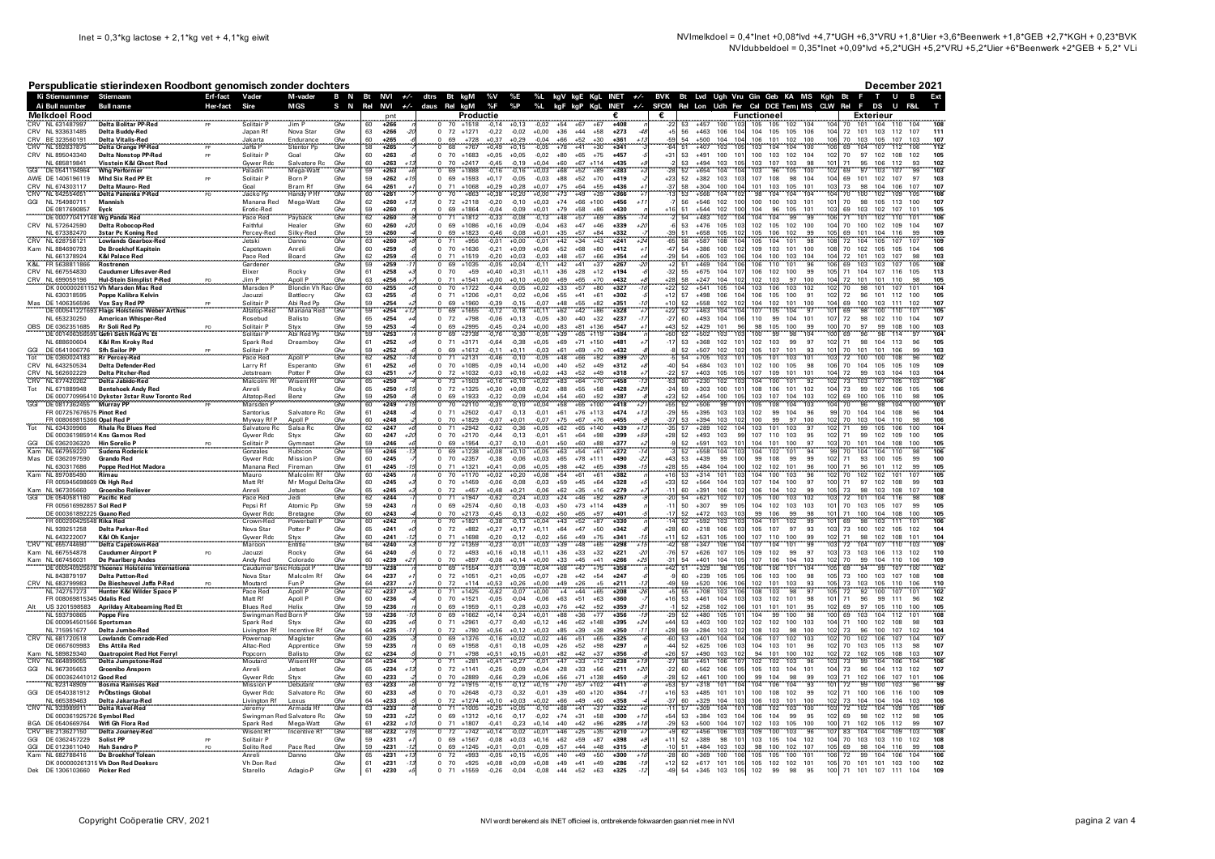# Perspublicatie stierindexen Roodbont genomisch zonder dochters

December 2021

Inet = 0,3*kg lactose + 2,1*kg vet + 4,1*kg eiwit

NVImelkdoel = 0,4*Inet +0,08*lvd +4,7*UGH +6,3*VRU +1,8*Uier +3,6*Beenwerk +1,8*GEB +2,7*KGH + 0,23*BVK

NVIdubbeldoel = 0,35*Inet +0,09*lvd +5,2*UGH +5,2*VRU +5,2*Uier +6*Beenwerk +2*GEB + 5,2* VLi

## Melkdoel Rood

| Ki / Ai | Stiernummer / Bull number | Stiernaam / Bull name | Erf-fact / Her-fact | Vader / Sire | M-vader / MGS | B N / S N | Rel | NVI | +/- | dtrs / daus | Rel | kgM | %V | %E | %L | kgV | kgE | KgL | INET | +/- | BVK / SFCM | Rel | Lvd / Lon | Ugh / Udh | Vru / Fer | Gin / Cal | Geb / DCE | KA / Temp | MS / MS | Kgh / CLW | Rel | F / F | T / DS | U / U | B / F&L | Ext / T |
|---|---|---|---|---|---|---|---|---|---|---|---|---|---|---|---|---|---|---|---|---|---|---|---|---|---|---|---|---|---|---|---|---|---|---|---|---|
| CRV | NL 631487997 | Delta Bolitar PP-Red | PP | Solitair P | Jim P | Ghw | 60 | +266 | | 0 | 70 | +1518 | -0,14 | +0,13 | -0,02 | +54 | +67 | +67 | +408 | | -22 | 53 | +457 | 100 | 103 | 106 | 105 | 102 | 104 | 104 | 70 | 101 | 104 | 110 | 104 | 108 |
| CRV | NL 933631485 | Delta Buddy-Red | | Japan Rf | Nova Star | Ghw | 63 | +266 | -20 | 0 | 72 | +1271 | -0,22 | -0,02 | +0,00 | +36 | +44 | +58 | +273 | -48 | +5 | 56 | +463 | 106 | 104 | 104 | 105 | 105 | 106 | 104 | 72 | 101 | 103 | 112 | 107 | 111 |
| CRV | BE 323560191 | Delta Vitalis-Red | | Jakarta | Endurance | Ghw | 60 | +265 | | 0 | 69 | +728 | +0,37 | +0,29 | -0,04 | +66 | +52 | +30 | +361 | +13 | -59 | 54 | +500 | 104 | 104 | 101 | 102 | 100 | | 106 | 70 | 103 | 105 | 107 | 103 | 107 |
| CRV | NL 592837675 | Delta Orange PP-Red | PP | Jafta P | Stentor Pp | Ghw | 58 | +265 | | 0 | 68 | +767 | +0,49 | +0,15 | -0,05 | +78 | +41 | +30 | +341 | | -64 | 51 | +407 | 103 | 105 | 103 | 104 | 104 | 100 | 106 | 69 | 104 | 107 | 112 | 106 | 112 |
| CRV | NL 895043340 | Delta Nonstop PP-Red | PP | Solitair P | Goal | Ghw | 60 | +263 | | 0 | 69 | +1683 | +0,05 | +0,05 | -0,02 | +80 | +65 | +75 | +457 | | +31 | 53 | +491 | 100 | 101 | 100 | 103 | 102 | 104 | 104 | 70 | 97 | 102 | 108 | 102 | 105 |
| | NL 685819841 | Visstein K&I Ghost Red | | Gywer Rdc | Salvatore Rc | Ghw | 60 | +263 | | 0 | 69 | +1236 | +0,06 | -0,19 | +0,04 | +60 | +67 | +114 | +435 | +9 | -2 | 53 | +494 | 103 | 105 | 103 | 107 | 103 | 98 | 101 | 71 | 95 | 106 | 112 | 93 | 102 |
| GGI | DE 0541194964 | Whg Performer | | Paladin | Mega-Watt | Ghw | 59 | +263 | +6 | 0 | 69 | +1888 | -0,16 | -0,16 | +0,03 | +68 | +52 | +89 | +383 | +3 | -28 | 52 | +654 | 104 | 104 | 103 | 96 | 105 | 100 | 102 | 69 | 97 | 103 | 107 | 99 | 103 |
| AWE | DE 1406190119 | Mhd Six Red PP Et | PP | Solitair P | Born P | Ghw | 59 | +262 | +15 | 0 | 69 | +1593 | +0,17 | -0,05 | -0,03 | +88 | +52 | +70 | +419 | -2 | +23 | 52 | +382 | 103 | 103 | 107 | 108 | 98 | 104 | 104 | 69 | 101 | 102 | 107 | 97 | 103 |
| CRV | NL 674303117 | Delta Mauro-Red | | Goal | Bram Rf | Ghw | 64 | +261 | +1 | 0 | 71 | +1068 | +0,29 | +0,28 | +0,07 | +75 | +64 | +55 | +436 | +1 | -37 | 58 | +304 | 100 | 104 | 101 | 103 | 105 | 101 | 103 | 73 | 98 | 104 | 106 | 107 | 107 |
| CRV | NL 542554651 | Delta Panenka P-Red | PO | Jacko Pp | Handy P Rf | Ghw | 60 | +261 | | 0 | 70 | +863 | +0,38 | +0,20 | +0,00 | +73 | +49 | +39 | +366 | +1 | -13 | 53 | +566 | 104 | 102 | 98 | 104 | 104 | 104 | 104 | 70 | 100 | 102 | 109 | 105 | 108 |
| GGI | NL 764980711 | Mannish | | Manana Red | Mega-Watt | Ghw | 62 | +260 | +13 | 0 | 72 | +2118 | -0,20 | -0,10 | +0,03 | +74 | +66 | +100 | +456 | +11 | -7 | 56 | +546 | 102 | 100 | 100 | 100 | 103 | 101 | 101 | 70 | 98 | 105 | 113 | 100 | 107 |
| | DE 0817690857 | Eyck | | Erotic-Red | | Ghw | 59 | +260 | | 0 | 69 | +1864 | -0,04 | -0,09 | +0,01 | +79 | +58 | +86 | +430 | | +16 | 51 | +544 | 102 | 100 | 96 | 105 | 101 | | 103 | 69 | 103 | 102 | 107 | 101 | 105 |
| | DE 000770417148 | Wg Panda Red | | Pace Red | Payback | Ghw | 62 | +260 | | 0 | 71 | +1812 | -0,33 | -0,08 | -0,13 | +48 | +57 | +69 | +355 | -14 | -2 | 54 | +483 | 102 | 104 | 104 | 99 | 99 | | 106 | 71 | 101 | 102 | 110 | 101 | 106 |
| CRV | NL 572642590 | Delta Robocop-Red | | Faithful | Healer | Ghw | 60 | +260 | +20 | 0 | 69 | +1086 | +0,16 | +0,09 | -0,04 | +63 | +47 | +46 | +339 | +20 | -6 | 53 | +476 | 105 | 103 | 102 | 105 | 102 | 100 | 104 | 70 | 100 | 102 | 109 | 104 | 107 |
| | NL 673382470 | 3star Pc Koning Red | | Percey-Red | Silky-Red | Ghw | 59 | +260 | | 0 | 69 | +1823 | -0,46 | -0,08 | +0,01 | +35 | +57 | +84 | +332 | | -39 | 51 | +658 | 105 | 102 | 105 | 106 | 102 | 99 | 105 | 69 | 101 | 104 | 116 | 99 | 109 |
| CRV | NL 628758121 | Lowlands Gearbox-Red | | Jetski | Danno | Ghw | 63 | +260 | +8 | 0 | 71 | +956 | -0,01 | +0,00 | -0,01 | +42 | +34 | +43 | +241 | +24 | -65 | 58 | +587 | 108 | 104 | 105 | 104 | 101 | 98 | 108 | 72 | 104 | 105 | 107 | 107 | 109 |
| Kam | NL 884690793 | De Broekhof Kapitein | | Capetown | Anreli | Ghw | 60 | +259 | +6 | 0 | 70 | +1636 | -0,21 | +0,09 | +0,06 | +52 | +68 | +80 | +412 | +7 | -47 | 54 | +386 | 100 | 102 | 109 | 103 | 101 | 100 | 108 | 70 | 102 | 105 | 105 | 104 | 106 |
| | NL 661378924 | K&I Palace Red | | Pace Red | Board | Ghw | 62 | +259 | +6 | 0 | 71 | +1519 | -0,20 | +0,03 | -0,03 | +48 | +57 | +66 | +354 | -4 | -29 | 54 | +605 | 103 | 106 | 104 | 100 | 103 | 104 | 104 | 72 | 101 | 103 | 107 | 98 | 103 |
| K&L | FR 5638811866 | Rostrenen | | Gardener | | Ghw | 59 | +259 | -11 | 0 | 69 | +1035 | -0,05 | +0,04 | -0,11 | +42 | +41 | +37 | +267 | -20 | +2 | 51 | +469 | 104 | 106 | 106 | 110 | 101 | 96 | 106 | 69 | 103 | 103 | 107 | 105 | 108 |
| CRV | NL 667554830 | Caudumer Lifesaver-Red | | Elixer | Rocky | Ghw | 61 | +258 | +3 | 0 | 70 | +59 | +0,40 | +0,31 | +0,11 | +36 | +28 | +12 | +194 | -2 | -32 | 55 | +675 | 104 | 107 | 106 | 102 | 100 | 99 | 105 | 71 | 104 | 107 | 116 | 105 | 113 |
| CRV | NL 699059196 | Hul-Stein Simplist P-Red | PO | Jim P | Apoll P | Ghw | 63 | +256 | | 0 | 71 | +1541 | +0,00 | +0,10 | +0,00 | +69 | +65 | +70 | +432 | +8 | +28 | 58 | +247 | 104 | 102 | 102 | 103 | 97 | 100 | 104 | 72 | 101 | 101 | 110 | 98 | 105 |
| | DK 000000261152 | Vh Marsden Mac Red | | Marsden P | Blondin Vh Rac | Ghw | 60 | +255 | +0 | 0 | 70 | +1722 | -0,44 | -0,05 | +0,02 | +33 | +57 | +80 | +327 | -16 | +22 | 52 | +541 | 105 | 104 | 103 | 106 | 103 | 102 | 102 | 70 | 98 | 101 | 107 | 101 | 104 |
| | NL 630318595 | Poppe Kalibra Kelvin | | Jacuzzi | Battlecry | Ghw | 63 | +255 | | 0 | 71 | +1206 | +0,01 | -0,02 | +0,06 | +55 | +41 | +61 | +302 | -5 | +12 | 57 | +498 | 106 | 104 | 106 | 105 | 100 | 91 | 102 | 72 | 96 | 101 | 112 | 100 | 105 |
| Mas | DE 1406356596 | Vox Say Red PP | PP | Solitair P | Abi Red Pp | Ghw | 59 | +254 | +2 | 0 | 69 | +1960 | -0,39 | -0,15 | -0,07 | +48 | +55 | +82 | +351 | -10 | +10 | 52 | +558 | 102 | 102 | 104 | 102 | 101 | 100 | 104 | 69 | 100 | 103 | 111 | 102 | 107 |
| | DE 000541221693 | Flags Holsteins Weber Arthus | | Altatop-Red | Manana Red | Ghw | 59 | +254 | +12 | 0 | 69 | +1665 | -0,12 | -0,18 | +0,11 | +62 | +42 | +86 | +328 | +7 | +22 | 52 | +463 | 104 | 104 | 107 | 105 | 104 | 97 | 101 | 69 | 98 | 100 | 110 | 101 | 105 |
| | NL 653230250 | American Whisper-Red | | Rosebud | Balisto | Ghw | 65 | +254 | +4 | 0 | 72 | +798 | -0,06 | +0,13 | -0,05 | +30 | +40 | +32 | +237 | -17 | -27 | 60 | +493 | 104 | 106 | 110 | 99 | 104 | 101 | 107 | 72 | 98 | 102 | 110 | 104 | 107 |
| OBS | DE 0362351685 | Rr Soli Red Pp | PO | Solitair P | Styx | Ghw | 60 | +253 | | 0 | 69 | +2995 | -0,45 | -0,24 | +0,00 | +83 | +81 | +136 | +547 | +1 | +43 | 52 | +429 | 101 | 96 | 98 | 105 | 100 | 99 | 100 | 70 | 97 | 99 | 108 | 100 | 103 |
| | DE 001406356595 | Gdfri Seth Red Pc Et | | Solitair P | Abi Red Pp | Ghw | 59 | +253 | | 0 | 69 | +2738 | -0,76 | -0,30 | -0,05 | +39 | +65 | +119 | +384 | | +50 | 52 | +502 | 103 | 103 | 100 | 99 | 98 | 104 | 100 | 69 | 96 | 96 | 114 | 97 | 104 |
| | NL 688600604 | K&I Rm Kroky Red | | Spark Red | Dreamboy | Ghw | 61 | +252 | +6 | 0 | 71 | +3171 | -0,64 | -0,38 | +0,05 | +69 | +71 | +150 | +481 | +7 | -17 | 53 | +368 | 102 | 101 | 102 | 103 | 99 | 97 | 102 | 71 | 98 | 104 | 113 | 96 | 105 |
| GGI | DE 0541006776 | Sfh Sailor PP | PP | Solitair P | | Ghw | 59 | +252 | | 0 | 69 | +1612 | -0,11 | +0,11 | -0,03 | +61 | +69 | +70 | +432 | | -8 | 52 | +507 | 102 | 102 | 105 | 107 | 101 | 93 | 101 | 70 | 101 | 101 | 106 | 99 | 103 |
| Tot | DE 0360024183 | Rr Percey-Red | | Pace Red | Apoll P | Ghw | 62 | +252 | -14 | 0 | 71 | +2131 | -0,46 | -0,10 | -0,05 | +46 | +66 | +92 | +399 | -20 | -5 | 54 | +705 | 103 | 101 | 105 | 101 | 103 | 101 | 103 | 72 | 100 | 100 | 108 | 96 | 102 |
| CRV | NL 643250534 | Delta Defender-Red | | Larry Rf | Esperanto | Ghw | 61 | +252 | +6 | 0 | 70 | +1085 | -0,09 | +0,14 | +0,00 | +40 | +52 | +48 | +312 | +8 | -40 | 54 | +684 | 103 | 101 | 102 | 100 | 105 | 98 | 106 | 70 | 104 | 105 | 105 | 109 | 109 |
| CRV | NL 562602229 | Delta Pitcher-Red | | Jetstream | Potter P | Ghw | 63 | +251 | +7 | 0 | 72 | +1032 | -0,03 | +0,16 | +0,02 | +43 | +52 | +49 | +318 | +7 | -22 | 57 | +403 | 105 | 105 | 107 | 103 | 101 | 104 | 104 | 72 | 99 | 103 | 104 | 103 | 104 |
| CRV | NL 677420262 | Delta Jabido-Red | | Malcolm Rf | Wisent Rf | Ghw | 65 | +250 | | 0 | 73 | +1503 | +0,16 | +0,10 | +0,02 | +83 | +64 | +70 | +458 | -13 | -53 | 60 | +230 | 102 | 103 | 104 | 100 | 101 | 92 | 102 | 73 | 103 | 107 | 105 | 103 | 106 |
| Tot | NL 671889948 | Bentehoek Andy Red | | Anreli | Rocky | Ghw | 65 | +250 | +15 | 0 | 72 | +1325 | +0,30 | +0,08 | -0,02 | +88 | +55 | +58 | +428 | +29 | -24 | 59 | +303 | 100 | 101 | 108 | 106 | 101 | 102 | 104 | 73 | 99 | 102 | 106 | 105 | 106 |
| | DE 000770998410 | Dykster 3star Ruw Toronto Red | | Altatop-Red | Benz | Ghw | 59 | +250 | | 0 | 69 | +1933 | -0,32 | -0,09 | +0,04 | +54 | +60 | +92 | +387 | -6 | +23 | 52 | +454 | 100 | 105 | 103 | 107 | 104 | 103 | 102 | 69 | 100 | 105 | 110 | 98 | 105 |
| GGI | DE 0817362455 | Murray PP | PP | Marsden P | | Ghw | 60 | +249 | +15 | 0 | 70 | +2110 | -0,35 | -0,10 | +0,04 | +58 | +65 | +100 | +418 | +27 | +55 | 52 | +506 | 99 | 101 | 105 | 108 | 104 | 103 | 104 | 70 | 96 | 99 | 104 | 100 | 101 |
| | FR 007257676575 | Pinot Red | | Santorius | Salvatore Rc | Ghw | 61 | +248 | | 0 | 71 | +2502 | -0,47 | -0,13 | -0,01 | +61 | +76 | +113 | +474 | +13 | -29 | 55 | +395 | 103 | 102 | 99 | 104 | 96 | | 99 | 70 | 104 | 104 | 108 | 96 | 104 |
| | FR 008069815366 | Opal Red P | | Myway Rf P | Apoll P | Ghw | 60 | +248 | | 0 | 70 | +1829 | -0,07 | +0,01 | -0,07 | +75 | +67 | +76 | +455 | -6 | -37 | 53 | +394 | 103 | 102 | 100 | 99 | 97 | 100 | 102 | 70 | 103 | 104 | 110 | 98 | 106 |
| Tot | NL 634309966 | Rhala Re Blues Red | | Salvatore Rc | Salsa Rc | Ghw | 62 | +247 | +6 | 0 | 71 | +2942 | -0,62 | -0,36 | +0,05 | +62 | +65 | +140 | +439 | +12 | -35 | 57 | +289 | 102 | 104 | 103 | 101 | 103 | 97 | 102 | 71 | 99 | 105 | 106 | 100 | 104 |
| | DE 000361985914 | Kns Gamos Red | | Gywer Rdc | Styx | Ghw | 60 | +247 | +20 | 0 | 70 | +2170 | -0,44 | -0,13 | -0,01 | +51 | +64 | +98 | +399 | +59 | +28 | 52 | +493 | 103 | 99 | 107 | 110 | 103 | 95 | 102 | 71 | 99 | 102 | 109 | 100 | 105 |
| GGI | DE 0362036320 | Hin Sorello P | PO | Solitair P | Gymnast | Ghw | 59 | +246 | +6 | 0 | 69 | +1954 | -0,37 | -0,10 | -0,01 | +50 | +60 | +88 | +377 | +2 | -9 | 52 | +591 | 103 | 101 | 104 | 101 | 100 | 97 | 103 | 70 | 101 | 104 | 108 | 100 | 105 |
| Kam | NL 667955220 | Sudena Roderick | | Gonzales | Rubicon | Ghw | 59 | +246 | +13 | 0 | 69 | +1238 | +0,08 | +0,10 | +0,05 | +63 | +54 | +61 | +372 | +14 | -3 | 52 | +558 | 104 | 103 | 104 | 102 | 101 | 94 | 99 | 70 | 104 | 104 | 110 | 98 | 106 |
| Mas | DE 0362097590 | Grando Red | | Gywer Rdc | Mission P | Ghw | 60 | +245 | -7 | 0 | 70 | +2357 | -0,38 | -0,06 | +0,03 | +65 | +78 | +111 | +490 | -22 | +43 | 53 | +439 | 99 | 100 | 99 | 108 | 99 | 99 | 102 | 71 | 93 | 100 | 105 | 99 | 100 |
| | NL 630317686 | Poppe Red Hot Madora | | Manana Red | Fireman | Ghw | 61 | +245 | -15 | 0 | 71 | +1321 | +0,41 | -0,06 | +0,05 | +98 | +42 | +65 | +398 | -15 | +28 | 55 | +484 | 104 | 100 | 102 | 102 | 101 | 96 | 100 | 71 | 96 | 101 | 112 | 99 | 105 |
| Kam | NL 897085490 | Rimau | | Mauro | Malcolm Rf | Ghw | 60 | +245 | -6 | 0 | 70 | +1170 | +0,02 | +0,20 | +0,08 | +54 | +61 | +61 | +382 | -1 | +16 | 53 | +314 | 101 | 103 | 104 | 100 | 103 | 96 | 102 | 70 | 102 | 102 | 101 | 107 | 105 |
| | FR 005945698669 | Ok Hgh Red | | Matt Rf | Mr Mogul Delta | Ghw | 60 | +245 | +3 | 0 | 70 | +1459 | -0,06 | -0,08 | -0,03 | +59 | +45 | +64 | +328 | +5 | +33 | 52 | +564 | 104 | 103 | 107 | 104 | 100 | 97 | 100 | 71 | 97 | 102 | 108 | 99 | 103 |
| Kam | NL 967305660 | Groenibo Reliever | | Anreli | Jetset | Ghw | 65 | +245 | +3 | 0 | 72 | +457 | +0,48 | +0,21 | -0,06 | +62 | +35 | +16 | +279 | +7 | -11 | 60 | +391 | 106 | 102 | 106 | 104 | 102 | 99 | 105 | 73 | 98 | 103 | 108 | 107 | 108 |
| GGI | DE 0540581160 | Pacific Red | | Pace Red | Jedi | Ghw | 62 | +244 | -7 | 0 | 71 | +1947 | -0,62 | -0,24 | +0,03 | +24 | +46 | +92 | +267 | -8 | -20 | 54 | +621 | 102 | 107 | 105 | 100 | 103 | 102 | 103 | 72 | 101 | 104 | 116 | 98 | 108 |
| | FR 005616992857 | Sol Red P | | Pepsi Rf | Atomic Pp | Ghw | 59 | +243 | | 0 | 69 | +2574 | -0,60 | -0,18 | +0,03 | +50 | +73 | +114 | +439 | | -11 | 50 | +307 | 99 | 105 | 104 | 102 | 103 | 103 | 101 | 70 | 103 | 105 | 107 | 99 | 105 |
| | DE 000361892225 | Guano Red | | Gywer Rdc | Bretagne | Ghw | 60 | +243 | | 0 | 70 | +2173 | -0,45 | -0,13 | -0,02 | +50 | +65 | +97 | +401 | | -17 | 52 | +472 | 103 | 103 | 99 | 106 | 99 | 98 | 101 | 71 | 100 | 104 | 108 | 100 | 105 |
| | FR 000200425549 | Ksu Red | | Crown-Red | Powerball P | Ghw | 60 | +242 | | 0 | 70 | +1821 | -0,38 | -0,13 | +0,04 | +43 | +52 | +87 | +330 | | +2 | 52 | +592 | 103 | 103 | 104 | 101 | 102 | 99 | 100 | 69 | 98 | 103 | 111 | 101 | 106 |
| | NL 939251258 | Delta Parker-Red | | Nova Star | Potter P | Ghw | 65 | +241 | +0 | 0 | 72 | +882 | +0,27 | +0,17 | +0,11 | +64 | +47 | +50 | +342 | +8 | +28 | 60 | +218 | 106 | 103 | 105 | 107 | 97 | 93 | 103 | 73 | 100 | 102 | 105 | 102 | 104 |
| | NL 643222007 | K&I Oh Kanjer | | Gywer Rdc | Styx | Ghw | 60 | +241 | -12 | 0 | 71 | +1698 | -0,20 | -0,12 | -0,02 | +56 | +49 | +75 | +341 | -15 | +11 | 52 | +531 | 105 | 100 | 107 | 110 | 100 | 99 | 102 | 71 | 98 | 102 | 108 | 101 | 104 |
| CRV | NL 655744690 | Delta Capetown-Red | | Maroon | Entitle | Ghw | 64 | +240 | +3 | 0 | 72 | +1359 | -0,23 | -0,01 | +0,03 | +39 | +48 | +65 | +298 | +15 | -42 | 58 | +347 | 106 | 104 | 107 | 104 | 101 | 99 | 103 | 72 | 104 | 107 | 110 | 103 | 109 |
| Kam | NL 667554878 | Caudumer Airport P | PO | Jacuzzi | Rocky | Ghw | 64 | +240 | -2 | 0 | 72 | +493 | +0,16 | +0,18 | +0,11 | +36 | +33 | +32 | +221 | -20 | -76 | 57 | +626 | 107 | 105 | 109 | 102 | 99 | 97 | 103 | 73 | 103 | 106 | 113 | 102 | 106 |
| Kam | NL 667456031 | De Paarlberg Andes | | Andy Red | Colorado | Ghw | 60 | +239 | +21 | 0 | 70 | +897 | -0,08 | +0,14 | +0,00 | +33 | +45 | +41 | +266 | +25 | -31 | 54 | +401 | 104 | 105 | 107 | 106 | 104 | 103 | 102 | 70 | 99 | 104 | 110 | 106 | 109 |
| | DE 000540925679 | Thoenes Holsteins Internationa | | Caudumer Snic | Hotspot P | Ghw | 59 | +238 | | 0 | 69 | +1554 | -0,01 | -0,09 | +0,04 | +68 | +47 | +75 | +358 | -1 | +42 | 51 | +329 | 98 | 105 | 106 | 106 | 101 | 99 | 105 | 69 | 94 | 99 | 107 | 100 | 102 |
| | NL 843879197 | Delta Patron-Red | | Nova Star | Malcolm Rf | Ghw | 60 | +237 | +1 | 0 | 72 | +1051 | -0,21 | +0,05 | +0,07 | +28 | +42 | +54 | +247 | -6 | -9 | 60 | +239 | 105 | 105 | 106 | 103 | 100 | 98 | 105 | 73 | 100 | 103 | 107 | 108 | 108 |
| CRV | NL 683799983 | De Biesheuvel Jaffa P-Red | PO | Moutard | Fun P | Ghw | 64 | +237 | +1 | 0 | 72 | +114 | +0,53 | +0,26 | +0,00 | +49 | +26 | +5 | +211 | -13 | -49 | 59 | +520 | 106 | 106 | 102 | 101 | 103 | 93 | 105 | 73 | 103 | 105 | 110 | 106 | 110 |
| | NL 742757273 | Hunter K&I Wilder Space P | | Pace Red | Apoll P | Ghw | 62 | +237 | +3 | 0 | 71 | +1425 | -0,62 | -0,07 | +0,00 | +4 | +44 | +65 | +208 | -26 | +8 | 55 | +708 | 103 | 106 | 108 | 103 | 98 | 97 | 105 | 72 | 92 | 100 | 107 | 101 | 102 |
| | FR 008069815435 | Odalis Red | | Matt Rf | Apoll P | Ghw | 60 | +236 | +4 | 0 | 70 | +1521 | -0,05 | -0,04 | -0,06 | +63 | +51 | +63 | +360 | -7 | +16 | 53 | +461 | 104 | 103 | 102 | 102 | 101 | 98 | 101 | 71 | 96 | 99 | 111 | 96 | 102 |
| Alt | US 3201598583 | Aprilday Altabeaming Red Et | | Blues Red | Helix | Ghw | 59 | +236 | +0 | 0 | 69 | +1959 | -0,11 | -0,28 | +0,03 | +76 | +42 | +92 | +359 | -31 | -1 | 52 | +258 | 102 | 106 | 101 | 101 | 101 | 95 | 102 | 69 | 97 | 105 | 110 | 100 | 105 |
| | NL 593790865 | Poppe Fire | | Swingman Red | Born P | Ghw | 59 | +236 | -10 | 0 | 69 | +1662 | +0,14 | -0,24 | +0,01 | +88 | +36 | +77 | +356 | -19 | -29 | 52 | +480 | 105 | 101 | 104 | 99 | 100 | 98 | 100 | 69 | 103 | 104 | 112 | 101 | 108 |
| | DE 000954501566 | Sportsman | | Spark Red | Styx | Ghw | 60 | +235 | +6 | 0 | 71 | +2961 | -0,77 | -0,40 | +0,12 | +46 | +62 | +148 | +395 | +24 | +44 | 53 | +403 | 100 | 102 | 102 | 100 | 103 | 104 | 100 | 71 | 102 | 100 | 108 | 98 | 103 |
| | NL 715951677 | Delta Jumbo-Red | | Livington Rf | Incentive Rf | Ghw | 64 | +235 | -11 | 0 | 72 | +780 | +0,56 | +0,12 | +0,03 | +85 | +39 | +38 | +350 | -11 | +28 | 59 | +284 | 103 | 102 | 108 | 103 | 98 | 100 | 102 | 73 | 96 | 100 | 107 | 102 | 104 |
| CRV | NL 681720518 | Lowlands Comrade-Red | | Powernap | Magister | Ghw | 60 | +235 | +3 | 0 | 70 | +1376 | -0,16 | +0,02 | +0,02 | +46 | +51 | +65 | +325 | -6 | -60 | 53 | +401 | 104 | 104 | 106 | 107 | 102 | 103 | 102 | 70 | 102 | 106 | 107 | 104 | 106 |
| | DE 0667609983 | Ehs Attila Red | | Altac-Red | Apprentice | Ghw | 59 | +235 | +0 | 0 | 69 | +1958 | -0,61 | -0,18 | -0,09 | +26 | +52 | +98 | +297 | -4 | -54 | 52 | +625 | 106 | 103 | 104 | 103 | 101 | 99 | 102 | 70 | 103 | 105 | 113 | 98 | 107 |
| Kam | NL 589829340 | Quatropoint Red Hot Ferryl | | Popcorn | Balisto | Ghw | 62 | +234 | -2 | 0 | 71 | +798 | +0,51 | +0,15 | +0,01 | +82 | +42 | +37 | +356 | -8 | +26 | 57 | +490 | 103 | 102 | 94 | 101 | 100 | 102 | 102 | 72 | 102 | 105 | 108 | 103 | 107 |
| CRV | NL 664899055 | Delta Jumpstone-Red | | Moutard | Wisent Rf | Ghw | 64 | +234 | +1 | 0 | 72 | +281 | +0,41 | +0,27 | -0,01 | +47 | +33 | +12 | +238 | +19 | -27 | 58 | +451 | 106 | 107 | 102 | 102 | 103 | 96 | 104 | 73 | 99 | 104 | 106 | 104 | 106 |
| GGI | NL 967305653 | Groenibo Anspron | | Anreli | Jetset | Ghw | 65 | +234 | +13 | 0 | 72 | +1141 | -0,25 | -0,09 | +0,04 | +28 | +33 | +56 | +211 | +20 | -22 | 60 | +562 | 106 | 105 | 105 | 104 | 103 | 96 | 104 | 73 | 96 | 104 | 113 | 102 | 107 |
| | DE 000362441012 | Good Red | | Gywer Rdc | Styx | Ghw | 60 | +233 | -8 | 0 | 70 | +2889 | -0,66 | -0,29 | -0,06 | +56 | +71 | +138 | +450 | -8 | -28 | 52 | +461 | 100 | 100 | 99 | 99 | 98 | 99 | 100 | 71 | 102 | 106 | 107 | 101 | 106 |
| | NL 623148909 | Bosma Harnses Red | | Mission P | Debutant | Ghw | 63 | +233 | +8 | 0 | 72 | +1915 | -0,15 | -0,12 | +0,15 | +70 | +57 | +102 | +411 | +7 | +53 | 57 | +318 | 101 | 104 | 104 | 100 | 105 | 98 | 101 | 72 | 99 | 100 | 103 | 96 | 99 |
| GGI | DE 0540381912 | PrÖbstings Global | | Gywer Rdc | Salvatore Rc | Ghw | 60 | +233 | +8 | 0 | 70 | +2648 | -0,73 | -0,32 | -0,01 | +39 | +60 | +120 | +364 | -11 | +16 | 53 | +485 | 101 | 101 | 100 | 108 | 102 | 99 | 102 | 71 | 100 | 106 | 116 | 100 | 109 |
| | NL 665389463 | Delta Jakarta-Red | | Livington Rf | Lexus | Ghw | 64 | +233 | +5 | 0 | 72 | +1274 | +0,10 | +0,03 | +0,02 | +66 | +49 | +60 | +358 | +4 | -37 | 60 | +329 | 104 | 103 | 106 | 103 | 101 | 99 | 102 | 73 | 104 | 104 | 113 | 106 | 108 |
| CRV | NL 933989911 | Delta Ravel-Red | | Jeremy | Armada Rf | Ghw | 63 | +233 | | 0 | 71 | +1005 | +0,25 | +0,05 | -0,10 | +68 | +41 | +37 | +322 | -6 | -51 | 57 | +309 | 104 | 102 | 101 | 102 | 104 | 101 | 103 | 72 | 104 | 108 | 108 | 103 | 109 |
| | DE 000361925726 | Symbol Red | | Swingman Red | Salvatore Rc | Ghw | 59 | +233 | +22 | 0 | 69 | +1312 | +0,16 | -0,17 | -0,02 | +74 | +31 | +58 | +300 | +10 | +54 | 53 | +384 | 103 | 104 | 106 | 104 | 99 | 95 | 102 | 69 | 98 | 102 | 112 | 105 | 106 |
| BGA | DE 0540669764 | Wifi Gh Flora Red | | Spark Red | Mega-Watt | Ghw | 61 | +232 | +10 | 0 | 71 | +1807 | -0,41 | -0,23 | +0,14 | +40 | +42 | +96 | +285 | +18 | -29 | 53 | +500 | 104 | 107 | 102 | 103 | 105 | 100 | 102 | 70 | 102 | 105 | 112 | 101 | 105 |
| CRV | BE 213627150 | Delta Journey-Red | | Wisent Rf | Incentive Rf | Ghw | 68 | +232 | +4 | 0 | 72 | +742 | +0,14 | +0,02 | +0,01 | +46 | +32 | +35 | +216 | +2 | -9 | 62 | +456 | 106 | 103 | 104 | 103 | 102 | 99 | 107 | 83 | 104 | 104 | 109 | 103 | 108 |
| GGI | DE 0362457269 | Solist PP | PP | Solitair P | Gymnast | Ghw | 59 | +231 | +1 | 0 | 69 | +1567 | -0,08 | +0,03 | +0,16 | +62 | +59 | +87 | +398 | +9 | +11 | 52 | +389 | 98 | 101 | 103 | 104 | 102 | 99 | 102 | 70 | 100 | 102 | 104 | 100 | 102 |
| GGI | DE 0123611040 | Hah Sandro P | PO | Solito Red | Pace Red | Ghw | 59 | +231 | +1 | 0 | 69 | +1245 | -0,01 | -0,01 | -0,09 | +57 | +44 | +48 | +315 | -7 | +19 | 51 | +484 | 103 | 103 | 98 | 100 | 102 | 107 | 105 | 69 | 98 | 104 | 116 | 99 | 106 |
| Kam | NL 682788416 | De Broekhof Tolean | | Anreli | Danno | Ghw | 65 | +231 | +13 | 0 | 72 | +993 | -0,05 | +0,15 | +0,05 | +40 | +49 | +50 | +300 | +16 | -28 | 60 | +369 | 100 | 106 | 105 | 100 | 105 | 101 | 106 | 73 | 100 | 102 | 107 | 104 | 106 |
| | DK 000000261315 | Vh Don Red Deeksrc | | Vh Don Red | | Ghw | 61 | +231 | -13 | 0 | 70 | +925 | +0,08 | +0,09 | +0,08 | +49 | +41 | +49 | +286 | -19 | +12 | 52 | +617 | 101 | 105 | 102 | 102 | 102 | 101 | 105 | 70 | 101 | 101 | 103 | 100 | 102 |
| Dek | DE 1306103660 | Picker Red | | Starello | Adagio-P | Ghw | 61 | +230 | +5 | 0 | 71 | +1559 | -0,26 | -0,04 | -0,08 | +44 | +52 | +63 | +325 | -12 | -49 | 54 | +345 | 103 | 105 | 102 | 99 | 98 | 95 | 100 | 71 | 101 | 107 | 111 | 104 | 109 |

NVI wordt berekend als INET officieel is, ontbrekende fokwaarden gaan niet mee in NVI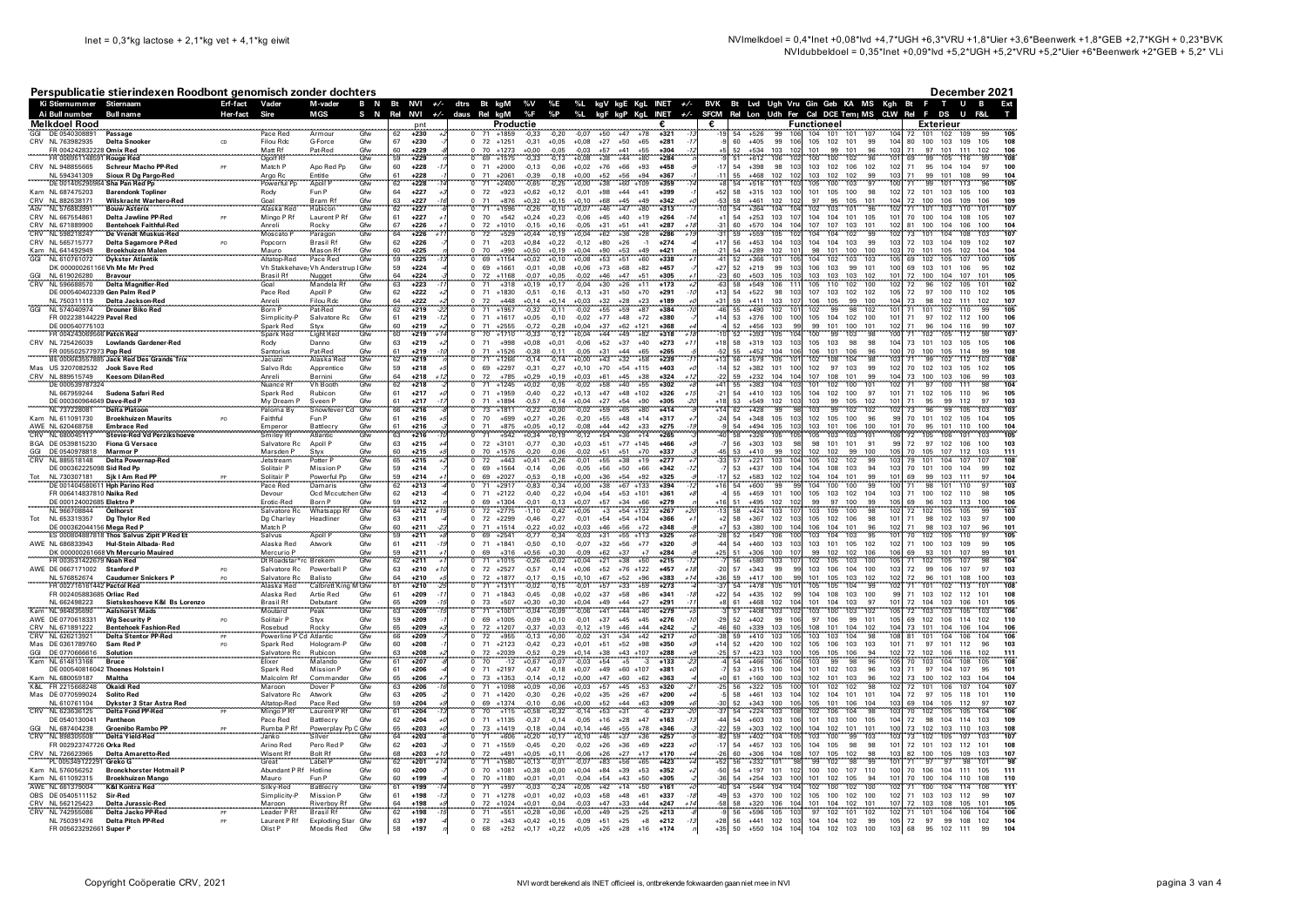Inet = 0,3*kg lactose + 2,1*kg vet + 4,1*kg eiwit

NVImelkdoel = 0,4*Inet +0,08*Lvd +4,7*UGH +6,3*VRU +1,8*Uier +3,6*Beenwerk +1,8*GEB +2,7*KGH + 0,3*BVK
NVIdubbeldoel = 0,35*Inet +0,09*Lvd +5,2*UGH +5,2*VRU +5,2*Uier +6*Beenwerk +2*GEB + 5,2* VLi

# Perspublicatie stierindexen Roodbont genomisch zonder dochters

December 2021

| Ki | Stiernummer | Stiernaam | Erf-fact | Vader | M-vader | B N | Bt | NVI | +/- | dtrs | Bt | kgM | %V | %E | %L | kgV | kgE | KgL | INET | +/- | BVK | Bt | Lvd | Ugh | Vru | Gin | Geb | KA | MS | Kgh | Bt | F | T | U | B | Ext |
|---|---|---|---|---|---|---|---|---|---|---|---|---|---|---|---|---|---|---|---|---|---|---|---|---|---|---|---|---|---|---|---|---|---|---|---|---|
| Ai | Bull number | Bull name | Her-fact | Sire | MGS | S N | Rel | NVI | +/- | daus | Rel | kgM | %F | %P | %L | kgF | kgP | KgL | INET | +/- | SFCM | Rel | Lon | Udh | Fer | Cal | DCE | Temp | MS | CLW | Rel | F | DS | U | F&L | T |
| | | | | | | | | pnt | | | | Productie | | | | | | | € | | | | Functioneel | | | | | | | | | Exterieur | | | | |
| **Melkdoel Rood** | | | | | | | | | | | | | | | | | | | | | | | | | | | | | | | | | | | | |
| GGI | DE 0540308891 | Passage | | Pace Red | Armour | Grw | 62 | +230 | +2 | 0 | 71 | +1859 | -0,33 | -0,20 | -0,07 | +50 | +47 | +78 | +321 | -13 | -19 | 54 | +526 | 99 | 106 | 104 | 101 | 101 | 107 | 104 | 72 | 101 | 102 | 109 | 99 | 105 |
| CRV | NL 763982935 | Delta Snooker | CD | Filou Rdc | G-Force | Grw | 67 | +230 | -7 | 0 | 72 | +1251 | -0,31 | +0,05 | +0,08 | +27 | +50 | +65 | +281 | -17 | -9 | 60 | +405 | 99 | 106 | 105 | 102 | 101 | 99 | 104 | 80 | 100 | 103 | 109 | 105 | 108 |
| | FR 004242832228 | Omix Red | | Matt Rf | Pat-Red | Grw | 60 | +229 | -8 | 0 | 70 | +1273 | +0,00 | -0,05 | -0,03 | +57 | +41 | +55 | +304 | -12 | +5 | 52 | +534 | 103 | 102 | 101 | 99 | 101 | 96 | 103 | 71 | 97 | 101 | 111 | 102 | 106 |
| | FR 000961148691 | Rouge Red | | Ugoil Rf | | Grw | 59 | +229 | | 0 | 69 | +1575 | -0,33 | -0,13 | +0,08 | +38 | +44 | +80 | +294 | | +8 | 51 | +612 | 106 | 102 | 100 | 100 | 102 | 96 | 101 | 69 | 99 | 105 | 116 | 99 | 108 |
| CRV | NL 948855665 | Schreur Macho PP-Red | PP | Match P | Apo Red Pp | Grw | 60 | +228 | -17 | 0 | 71 | +2000 | -0,13 | -0,06 | +0,02 | +76 | +66 | +93 | +458 | -9 | -17 | 54 | +398 | 98 | 103 | 103 | 102 | 106 | 102 | 102 | 71 | 95 | 104 | 104 | 97 | 100 |
| | NL 594341309 | Sioux R Dg Pargo-Red | | Argo Rc | Entitle | Grw | 61 | +228 | | 0 | 71 | +2061 | -0,39 | -0,18 | +0,00 | +52 | +56 | +94 | +367 | | -11 | 55 | +468 | 102 | 102 | 103 | 102 | 102 | 99 | 103 | 71 | 99 | 101 | 108 | 99 | 104 |
| | DE 001405290964 | Sha Pan Red Pp | | Powerful Pp | Apoll P | Grw | 62 | +228 | -14 | 0 | 71 | +2400 | -0,65 | -0,25 | +0,00 | +38 | +60 | +109 | +359 | -14 | +8 | 54 | +516 | 101 | 103 | 105 | 100 | 103 | 97 | 100 | 71 | 99 | 101 | 113 | 96 | 105 |
| Kam | NL 687475203 | Barendonk Topliner | | Rody | Fun P | Grw | 64 | +227 | +3 | 0 | 72 | +923 | +0,62 | +0,12 | -0,01 | +98 | +44 | +41 | +399 | -7 | +52 | 58 | -315 | 103 | 100 | 101 | 105 | 100 | 98 | 102 | 72 | 101 | 103 | 105 | 100 | 103 |
| CRV | NL 882638171 | Wilskracht Warhero-Red | | Goal | Bram Rf | Grw | 63 | +227 | -16 | 0 | 71 | +876 | +0,32 | +0,15 | +0,10 | +68 | +45 | +49 | +342 | +0 | -53 | 58 | +461 | 102 | 102 | 97 | 95 | 105 | 101 | 104 | 72 | 100 | 106 | 109 | 106 | 109 |
| Adv | NL 576883991 | Bouw Asterix | | Alaska Red | Rubicon | Grw | 62 | +227 | | 0 | 71 | +1596 | -0,26 | -0,10 | +0,07 | +46 | +47 | +80 | +313 | | -10 | 54 | +364 | 104 | 104 | 102 | 103 | 101 | 96 | 102 | 71 | 101 | 103 | 110 | 101 | 107 |
| CRV | NL 667554861 | Delta Jawline PP-Red | PP | Mingo P Rf | Laurent P Rf | Grw | 61 | +227 | +1 | 0 | 70 | +542 | +0,24 | +0,23 | -0,06 | +45 | +40 | +19 | +264 | -14 | +1 | 54 | +253 | 103 | 107 | 104 | 104 | 101 | 105 | 101 | 70 | 100 | 104 | 108 | 105 | 107 |
| CRV | NL 671889900 | Bentehoek Faithful-Red | | Anreli | Rocky | Grw | 67 | +226 | +1 | 0 | 72 | +1010 | -0,15 | +0,16 | -0,05 | +31 | +51 | +41 | +287 | +18 | -31 | 60 | +570 | 104 | 104 | 107 | 107 | 103 | 101 | 102 | 81 | 100 | 104 | 106 | 100 | 104 |
| CRV | NL 598218247 | De Vrendt Muskus-Red | | Moscato P | Paragon | Grw | 64 | +226 | +11 | 0 | 72 | +529 | +0,44 | +0,19 | +0,04 | +62 | +36 | +28 | +286 | +19 | -31 | 59 | +559 | 105 | 102 | 104 | 104 | 102 | 99 | 102 | 73 | 101 | 104 | 108 | 103 | 107 |
| CRV | NL 565715777 | Delta Sagamore P-Red | PO | Popcorn | Brasil Rf | Grw | 62 | +226 | -7 | 0 | 71 | +203 | +0,84 | +0,22 | -0,12 | +80 | +26 | -1 | +274 | -4 | +17 | 56 | +453 | 104 | 103 | 104 | 104 | 103 | 99 | 103 | 72 | 103 | 104 | 109 | 102 | 107 |
| Kam | NL 641492949 | Broekhuizen Malen | | Mauro | Mason Rf | Grw | 60 | +225 | | 0 | 70 | +990 | +0,50 | +0,19 | +0,04 | +90 | +53 | +49 | +421 | | -21 | 54 | +289 | 102 | 101 | 98 | 101 | 100 | 100 | 103 | 70 | 101 | 105 | 102 | 104 | 104 |
| GGI | NL 610761072 | Dykster Atlantik | | Altatop-Red | Pace Red | Grw | 59 | +225 | -13 | 0 | 69 | +1154 | +0,02 | +0,10 | +0,08 | +53 | +51 | +60 | +338 | +1 | -41 | 52 | +366 | 101 | 105 | 104 | 102 | 103 | 103 | 105 | 69 | 102 | 105 | 107 | 100 | 105 |
| | DK 000000261166 | Vh Me Mr Pred | | Vh Stakkehave | Vh Anderstrup I | Grw | 59 | +224 | -4 | 0 | 69 | +1661 | -0,01 | +0,08 | +0,06 | +73 | +68 | +82 | +457 | -7 | +27 | 52 | +219 | 99 | 103 | 106 | 103 | 99 | 101 | 100 | 69 | 103 | 101 | 106 | 95 | 102 |
| GGI | NL 619026280 | Bravour | | Brasil Rf | Nugget | Grw | 64 | +224 | -3 | 0 | 72 | +1168 | -0,07 | +0,05 | -0,02 | +46 | +47 | +51 | +305 | -4 | -23 | 60 | +503 | 105 | 103 | 103 | 103 | 102 | 101 | 101 | 72 | 100 | 104 | 107 | 101 | 105 |
| CRV | NL 596688570 | Delta Magnifier-Red | | Goal | Mandela Rf | Grw | 63 | +223 | -11 | 0 | 71 | +318 | +0,19 | +0,17 | -0,04 | +30 | +26 | +11 | +173 | +2 | -63 | 58 | +549 | 106 | 111 | 105 | 110 | 102 | 100 | 102 | 72 | 96 | 102 | 105 | 101 | 102 |
| | DE 000540402339 | Gen Palm Red P | | Pace Red | Apoll P | Grw | 62 | +222 | +2 | 0 | 71 | +1830 | -0,51 | -0,16 | -0,13 | +31 | +50 | +70 | +291 | -10 | +13 | 54 | +522 | 98 | 103 | 107 | 103 | 102 | 102 | 105 | 72 | 97 | 100 | 110 | 102 | 105 |
| | NL 750311119 | Delta Jackson-Red | | Anreli | Filou Rdc | Grw | 64 | +222 | -8 | 0 | 72 | +448 | +0,14 | +0,14 | +0,03 | +32 | +28 | +23 | +189 | +0 | -31 | 59 | +411 | 103 | 107 | 106 | 105 | 99 | 100 | 104 | 73 | 98 | 102 | 111 | 102 | 107 |
| GGI | NL 574040974 | Drouner Biko Red | | Born P | Pat-Red | Grw | 62 | +219 | -22 | 0 | 71 | +1957 | -0,32 | -0,11 | -0,02 | +55 | +59 | +87 | +384 | -10 | -46 | 55 | +490 | 102 | 101 | 102 | 99 | 98 | 102 | 101 | 71 | 101 | 102 | 110 | 99 | 105 |
| | FR 002238144229 | Pavel Red | | Simplicity-P | Salvatore Rc | Grw | 61 | +219 | -12 | 0 | 71 | +1617 | +0,05 | -0,10 | -0,02 | +77 | +48 | +72 | +380 | -7 | +14 | 53 | +376 | 100 | 100 | 105 | 104 | 102 | 100 | 101 | 71 | 97 | 102 | 112 | 100 | 106 |
| | DE 000540775103 | | | Spark Red | Styx | Grw | 60 | +219 | +2 | 0 | 71 | +2565 | -0,72 | -0,28 | +0,04 | +37 | +62 | +121 | +368 | -4 | -4 | 52 | +456 | 103 | 99 | 99 | 101 | 100 | 101 | 102 | 71 | 96 | 104 | 116 | 99 | 107 |
| | FR 004243089566 | Patch Red | | Spark Red | Light Red | Grw | 60 | +219 | +14 | 0 | 70 | +1710 | -0,33 | -0,12 | +0,04 | +44 | +49 | +82 | +318 | +18 | -10 | 52 | +393 | 105 | 104 | 100 | 99 | 103 | 98 | 100 | 71 | 102 | 105 | 112 | 98 | 107 |
| CRV | NL 725426039 | Lowlands Gardener-Red | | Rody | Danno | Grw | 63 | +219 | +2 | 0 | 71 | +998 | +0,08 | +0,01 | -0,06 | +52 | +37 | +40 | +273 | +11 | +18 | 58 | +319 | 103 | 103 | 105 | 103 | 98 | 98 | 104 | 73 | 101 | 103 | 105 | 105 | 106 |
| | FR 005502575973 | Pop Red | | Santorius | Pat-Red | Grw | 61 | +219 | -10 | 0 | 71 | +1526 | -0,38 | -0,11 | -0,05 | +31 | +44 | +65 | +265 | -9 | -52 | 55 | +452 | 104 | 106 | 106 | 101 | 106 | 100 | 100 | 70 | 100 | 105 | 114 | 99 | 108 |
| | BE 000663557885 | Jack Red Des Grands Trix | | Jacuzzi | Alaska Red | Grw | 62 | +219 | | 0 | 71 | +1266 | -0,14 | -0,14 | +0,00 | +43 | +32 | +58 | +239 | | +13 | 56 | +579 | 105 | 101 | 102 | 108 | 104 | 98 | 103 | 71 | 99 | 102 | 112 | 103 | 108 |
| Mas | US 3207082532 | Jook Save Red | | Salvo Rdc | Apprentice | Grw | 59 | +218 | -8 | 0 | 69 | +2297 | -0,31 | -0,27 | +0,10 | +70 | +54 | +115 | +403 | +0 | -14 | 52 | +382 | 101 | 100 | 102 | 97 | 103 | 99 | 102 | 70 | 102 | 103 | 105 | 102 | 105 |
| CRV | NL 889515749 | Keesom Dilan-Red | | Anreli | Bernini | Grw | 64 | +218 | +12 | 0 | 72 | +785 | +0,29 | +0,19 | +0,03 | +61 | +45 | +38 | +324 | +12 | -22 | 59 | +232 | 104 | 102 | 107 | 108 | 101 | 99 | 104 | 73 | 100 | 103 | 106 | 99 | 103 |
| | DE 000539787324 | | | Nuance Rf | Vh Booth | Grw | 62 | +218 | | 0 | 71 | +1245 | +0,02 | -0,05 | -0,02 | +58 | +40 | +55 | +302 | | +41 | 55 | +383 | 104 | 103 | 101 | 102 | 100 | 101 | 102 | 71 | 97 | 100 | 111 | 98 | 104 |
| | NL 667959244 | Sudena Safari Red | | Spark Red | Rubicon | Grw | 61 | +217 | +0 | 0 | 71 | +1617 | -0,22 | -0,13 | +0,13 | +47 | +48 | +102 | +326 | +15 | -21 | 54 | +410 | 103 | 105 | 104 | 102 | 100 | 97 | 101 | 71 | 102 | 105 | 110 | 96 | 105 |
| | DE 000360964649 | Dave-Red P | | My Dream P | Sveen P | Grw | 60 | +217 | -17 | 0 | 71 | +1894 | -0,57 | -0,14 | +0,04 | +27 | +54 | +90 | +305 | -20 | +18 | 53 | +549 | 102 | 103 | 103 | 99 | 105 | 102 | 101 | 71 | 95 | 99 | 112 | 97 | 103 |
| | NL 737228081 | Delta Platoon | | Paloma By | Snowfever Cd | Grw | 66 | +216 | -8 | 0 | 73 | +1811 | -0,22 | +0,00 | -0,02 | +59 | +65 | +80 | +414 | -9 | +14 | 62 | +428 | 99 | 98 | 103 | 99 | 102 | 102 | 102 | 73 | 96 | 99 | 105 | 103 | 103 |
| Kam | NL 611091730 | Broekhuizen Maurits | PO | Faithful | Fun P | Grw | 61 | +216 | -5 | 0 | 70 | +699 | +0,27 | +0,26 | -0,20 | +55 | +48 | +14 | +317 | -7 | -24 | 54 | +348 | 105 | 103 | 102 | 105 | 100 | 96 | 99 | 70 | 101 | 102 | 105 | 104 | 105 |
| AWE | NL 620468758 | Embrace Red | | Emperor | Battlecry | Grw | 61 | +216 | -3 | 0 | 71 | +875 | +0,05 | +0,12 | -0,08 | +44 | +42 | +33 | +275 | -19 | -9 | 54 | +494 | 105 | 103 | 103 | 101 | 106 | 100 | 101 | 70 | 95 | 101 | 110 | 100 | 104 |
| CRV | NL 680045117 | Stevie-Red Vd Perzikshoeve | | Smiley Rf | Atlantic | Grw | 63 | +216 | -10 | 0 | 71 | +542 | +0,34 | +0,19 | -0,12 | +54 | +36 | +14 | +265 | -5 | -40 | 58 | +326 | 105 | 105 | 105 | 103 | 103 | 101 | 106 | 72 | 105 | 106 | 101 | 103 | 103 |
| BGA | DE 0539815230 | Fiona G Versace | | Salvatore Rc | Apoll P | Grw | 63 | +215 | +4 | 0 | 72 | +3101 | -0,77 | -0,30 | +0,03 | +51 | +77 | +146 | +466 | +8 | -7 | 56 | +303 | 103 | 98 | 98 | 101 | 101 | 91 | 99 | 72 | 97 | 102 | 106 | 100 | 103 |
| GGI | DE 0540978818 | Marmor P | | Marsden P | Styx | Grw | 60 | +215 | -6 | 0 | 70 | +1576 | -0,20 | -0,06 | -0,02 | +51 | +51 | +70 | +337 | -5 | -45 | 53 | +410 | 99 | 102 | 102 | 102 | 99 | 100 | 105 | 70 | 105 | 107 | 112 | 103 | 111 |
| CRV | NL 885518148 | Delta Powernap-Red | | Jetstream | Potter P | Grw | 65 | +215 | -9 | 0 | 72 | +443 | +0,41 | +0,26 | -0,01 | +55 | +38 | +19 | +277 | -7 | -33 | 57 | +221 | 103 | 104 | 105 | 102 | 102 | 99 | 103 | 79 | 101 | 104 | 107 | 107 | 108 |
| | DE 000362225098 | Sid Red Pp | | Solitair P | Mission P | Grw | 59 | +214 | -7 | 0 | 69 | +1564 | -0,14 | -0,06 | -0,05 | +56 | +50 | +66 | +342 | -12 | -7 | 53 | +437 | 100 | 104 | 104 | 108 | 103 | 94 | 103 | 70 | 101 | 100 | 104 | 99 | 102 |
| Tot | NL 730307181 | Sjk I Am Red PP | PP | Solitair P | Powerful Pp | Grw | 59 | +214 | -4 | 0 | 69 | +2027 | -0,53 | -0,18 | +0,00 | +36 | +54 | +92 | +325 | -9 | +17 | 52 | +583 | 102 | 102 | 104 | 104 | 101 | 99 | 101 | 69 | 99 | 103 | 111 | 97 | 104 |
| | DE 001404580611 | Hph Parino Red | | Pace Red | Damaris | Grw | 62 | +213 | -4 | 0 | 71 | +2917 | -0,83 | -0,34 | +0,00 | +38 | +67 | +133 | +394 | -12 | +16 | 54 | +600 | 99 | 99 | 104 | 100 | 100 | 99 | 100 | 71 | 98 | 101 | 110 | 97 | 103 |
| | FR 006414837810 | Naika Red | | Devour | Ocd Mccutchen | Grw | 61 | +213 | | 0 | 71 | +2122 | -0,40 | -0,22 | +0,04 | +54 | +53 | +101 | +361 | | -5 | 55 | +459 | 101 | 100 | 105 | 103 | 102 | 104 | 103 | 71 | 100 | 102 | 110 | 98 | 105 |
| | DE 000124002685 | Elektro P | | Erotic-Red | Born P | Grw | 59 | +212 | | 0 | 69 | +1304 | -0,01 | -0,13 | +0,07 | +57 | +34 | +66 | +279 | | +16 | 51 | +495 | 102 | 102 | 99 | 97 | 100 | 99 | 105 | 69 | 96 | 103 | 113 | 100 | 106 |
| | NL 966708844 | Oelhorst | | Salvatore Rc | Whatsapp Rf | Grw | 64 | +212 | +15 | 0 | 72 | +2775 | -1,10 | -0,42 | +0,05 | +3 | +54 | +132 | +267 | +20 | -13 | 58 | +424 | 103 | 107 | 103 | 109 | 100 | 98 | 102 | 72 | 102 | 105 | 105 | 99 | 103 |
| Tot | NL 653319357 | Dg Thylor Red | | Dg Charley | Headliner | Grw | 63 | +211 | -4 | 0 | 72 | +2299 | -0,46 | -0,27 | -0,01 | +54 | +54 | +104 | +366 | +1 | +2 | 58 | +367 | 102 | 103 | 105 | 102 | 106 | 98 | 101 | 71 | 98 | 102 | 103 | 97 | 100 |
| | DE 000362044156 | Mega Red P | | Match P | | Grw | 60 | +211 | -23 | 0 | 71 | +1514 | -0,22 | +0,02 | +0,03 | +46 | +56 | +72 | +348 | -9 | +7 | 53 | +380 | 100 | 104 | 106 | 104 | 101 | 96 | 102 | 71 | 98 | 103 | 107 | 96 | 101 |
| | ES 000804887618 | Thos Salvus Zipit P Red Et | | Salvus | Apoll P | Grw | 59 | +211 | -5 | 0 | 69 | +2541 | -0,77 | -0,34 | -0,03 | +31 | +55 | +113 | +325 | -6 | -28 | 52 | +547 | 106 | 100 | 103 | 104 | 103 | 95 | 101 | 70 | 102 | 105 | 110 | 97 | 105 |
| AWE | NL 686833943 | Hul-Stein Albada-Red | | Alaska Red | Atwork | Grw | 61 | +211 | -15 | 0 | 71 | +1841 | -0,50 | -0,10 | -0,07 | +32 | +56 | +77 | +320 | -9 | -44 | 54 | +460 | 103 | 103 | 103 | 101 | 105 | 102 | 102 | 71 | 100 | 103 | 109 | 99 | 105 |
| | DK 000000261668 | Vh Mercurio Mauired | | Mercurio P | | Grw | 59 | +211 | +1 | 0 | 69 | +316 | +0,56 | +0,30 | -0,09 | +62 | +37 | +7 | +284 | -8 | +25 | 51 | +306 | 100 | 107 | 99 | 102 | 102 | 106 | 106 | 69 | 93 | 101 | 107 | 99 | 101 |
| | FR 003531422679 | Noah Red | | Dt Roadstar*rc | Brekem | Grw | 62 | +211 | +1 | 0 | 71 | +1016 | -0,26 | +0,02 | -0,04 | +21 | +38 | +50 | +215 | -12 | -7 | 56 | +580 | 103 | 102 | 105 | 103 | 100 | 105 | 105 | 71 | 102 | 105 | 107 | 98 | 104 |
| AWE | DE 0667171002 | Stanford P | PO | Salvatore Rc | Powerball P | Grw | 63 | +210 | +10 | 0 | 72 | +2527 | -0,57 | -0,14 | +0,06 | +52 | +76 | +122 | +457 | +18 | -20 | 57 | +343 | 99 | 99 | 103 | 106 | 104 | 100 | 103 | 72 | 99 | 106 | 107 | 97 | 103 |
| | NL 576852674 | Caudumer Snickers P | PO | Salvatore Rc | Balisto | Grw | 64 | +210 | +9 | 0 | 72 | +1877 | -0,17 | -0,15 | +0,10 | +67 | +52 | +96 | +383 | +14 | +36 | 59 | +417 | 100 | 99 | 101 | 105 | 103 | 102 | 102 | 72 | 96 | 101 | 108 | 100 | 103 |
| | FR 002716161442 | Pactol Red | | Alaska Red | Calbrett King M | Grw | 61 | +210 | -25 | 0 | 71 | +1311 | -0,02 | -0,15 | +0,10 | +57 | +33 | +59 | +273 | -4 | -37 | 54 | +478 | 105 | 101 | 105 | 105 | 104 | 99 | 101 | 72 | 101 | 102 | 113 | 101 | 108 |
| | FR 002405883685 | Orlac Red | | Alaska Red | Artie Red | Grw | 61 | +209 | -11 | 0 | 71 | +1843 | -0,45 | -0,08 | +0,02 | +37 | +58 | +86 | +341 | -18 | +22 | 54 | +435 | 102 | 99 | 104 | 108 | 103 | 100 | 99 | 71 | 103 | 102 | 112 | 101 | 108 |
| | NL 662498223 | Sietskeshoeve K&l Bs Lorenzo | | Brasil Rf | Debutant | Grw | 65 | +209 | -15 | 0 | 73 | +507 | +0,30 | +0,30 | +0,04 | +49 | +44 | +27 | +291 | -11 | +8 | 61 | +468 | 102 | 104 | 101 | 104 | 103 | 97 | 101 | 72 | 104 | 103 | 106 | 101 | 105 |
| Kam | NL 964835690 | Aalshorst Mads | | Moutard | Peak | Grw | 63 | +209 | -15 | 0 | 71 | +1001 | -0,04 | +0,09 | -0,06 | +41 | +44 | +40 | +278 | -5 | -3 | 57 | +408 | 103 | 102 | 103 | 100 | 103 | 102 | 105 | 72 | 103 | 103 | 105 | 103 | 106 |
| AWE | DE 0770618331 | Wg Security P | PO | Solitair P | Styx | Grw | 59 | +209 | -3 | 0 | 69 | +1005 | -0,09 | +0,10 | -0,01 | +37 | +45 | +45 | +276 | -10 | -29 | 52 | +402 | 99 | 106 | 97 | 106 | 99 | 101 | 105 | 69 | 102 | 106 | 114 | 102 | 110 |
| CRV | NL 671891222 | Bentehoek Fashion-Red | | Altatop-Red | Rocky | Grw | 65 | +209 | +3 | 0 | 72 | +1207 | -0,37 | +0,03 | -0,12 | +19 | +46 | +44 | +242 | -2 | -46 | 60 | +339 | 103 | 105 | 108 | 101 | 104 | 102 | 105 | 72 | 101 | 104 | 106 | 104 | 106 |
| CRV | NL 626213921 | Delta Stentor PP-Red | PP | Powerline P Cd | Atlantic | Grw | 66 | +209 | -7 | 0 | 72 | +955 | -0,13 | +0,00 | -0,02 | +31 | +34 | +42 | +217 | +0 | -38 | 59 | +410 | 103 | 105 | 103 | 103 | 104 | 98 | 108 | 81 | 101 | 104 | 106 | 104 | 106 |
| Mas | DE 0361789760 | Sam Red P | PO | Pat-Red | Hologram-P | Grw | 60 | +208 | -9 | 0 | 71 | +2123 | -0,42 | -0,23 | +0,01 | +51 | +52 | +99 | +350 | +9 | +14 | 52 | +420 | 100 | 102 | 105 | 106 | 103 | 103 | 101 | 71 | 97 | 101 | 112 | 96 | 103 |
| GGI | DE 0770666616 | Solution | | Salvatore Rc | Rubicon | Grw | 63 | +208 | -2 | 0 | 72 | +2039 | -0,52 | -0,29 | +0,14 | +38 | +43 | +107 | +288 | -9 | -25 | 57 | +423 | 103 | 100 | 105 | 105 | 106 | 94 | 102 | 72 | 102 | 106 | 116 | 102 | 111 |
| Kam | NL 614813168 | Bruce | | Elixer | Malando | Grw | 61 | +207 | -8 | 0 | 70 | -12 | +0,67 | +0,37 | -0,03 | +54 | +5 | -3 | +133 | -23 | -4 | 54 | +466 | 106 | 100 | 103 | 99 | 98 | 96 | 105 | 70 | 103 | 104 | 108 | 105 | 108 |
| | DE 000540816042 | Thoenes Holstein I | | Spark Red | Mission P | Grw | 61 | +206 | -7 | 0 | 71 | +2197 | -0,47 | -0,18 | +0,07 | +49 | +60 | +107 | +381 | -9 | -53 | 54 | +315 | 100 | 104 | 101 | 102 | 100 | 103 | 101 | 71 | 97 | 104 | 107 | 95 | 101 |
| Kam | NL 680059187 | Maltha | | Malcolm Rf | Commander | Grw | 65 | +206 | -4 | 0 | 73 | +1353 | -0,14 | +0,12 | +0,00 | +47 | +60 | +62 | +363 | -4 | +0 | 61 | +160 | 100 | 103 | 102 | 101 | 103 | 96 | 102 | 73 | 100 | 102 | 103 | 104 | 104 |
| K&L | FR 2215668248 | Okaidi Red | | Maroon | Dover P | Grw | 63 | +206 | -10 | 0 | 71 | +1098 | +0,09 | -0,06 | +0,03 | +57 | +35 | +53 | +320 | -21 | -25 | 56 | +322 | 105 | 100 | 101 | 102 | 102 | 98 | 104 | 72 | 101 | 106 | 107 | 104 | 107 |
| Mas | DE 0770599024 | Solito Red | | Salvatore Rc | Atwork | Grw | 63 | +205 | -2 | 0 | 71 | +1420 | -0,30 | -0,26 | +0,02 | +35 | +26 | +67 | +200 | -4 | -5 | 58 | +461 | 103 | 102 | 104 | 101 | 101 | 101 | 104 | 72 | 97 | 105 | 118 | 101 | 110 |
| | NL 610761104 | Dykster 3 Star Astra Red | | Altatop-Red | Pace Red | Grw | 59 | +204 | +9 | 0 | 69 | +1374 | -0,10 | -0,06 | +0,00 | +52 | +44 | +63 | +309 | +0 | -37 | 52 | +343 | 100 | 105 | 105 | 101 | 106 | 103 | 103 | 69 | 104 | 105 | 112 | 97 | 107 |
| CRV | NL 623636125 | Delta Fond PP-Red | PP | Mingo P Rf | Laurent P Rf | Grw | 61 | +204 | -13 | 0 | 70 | +115 | +0,58 | +0,32 | -0,14 | +53 | +31 | -6 | +237 | -20 | -37 | 54 | +224 | 103 | 108 | 102 | 106 | 104 | 98 | 105 | 71 | 103 | 105 | 105 | 100 | 105 |
| | DE 0540130041 | Pantheon | | Pace Red | Battlecry | Grw | 62 | +204 | +0 | 0 | 71 | +1135 | -0,37 | -0,14 | -0,05 | +16 | +28 | +47 | +163 | -13 | -44 | 54 | +603 | 103 | 106 | 101 | 103 | 100 | 105 | 104 | 72 | 98 | 104 | 114 | 103 | 109 |
| GGI | NL 687404238 | Groenibo Rambo PP | PP | Rumba P Rf | Powerplay Pp C | Grw | 65 | +203 | -0 | 0 | 73 | +1419 | -0,18 | +0,04 | +0,14 | +46 | +55 | +78 | +346 | -3 | -22 | 59 | +303 | 102 | 104 | 106 | 102 | 103 | 99 | 100 | 73 | 102 | 103 | 111 | 102 | 108 |
| CRV | NL 898305008 | Delta Yield-Red | | Janko | Silver | Grw | 64 | +203 | -8 | 0 | 72 | +606 | +0,20 | +0,17 | -0,01 | +43 | +37 | +26 | +257 | -9 | -32 | 59 | +482 | 104 | 105 | 103 | 100 | 99 | 97 | 103 | 73 | 103 | 105 | 107 | 102 | 107 |
| | FR 002923747726 | Orka Red | | Arino Red | Pero Red P | Grw | 62 | +203 | | 0 | 71 | +1559 | -0,45 | -0,20 | -0,02 | +26 | +36 | +69 | +223 | | -17 | 54 | +457 | 103 | 105 | 104 | 105 | 98 | 98 | 101 | 72 | 101 | 103 | 112 | 101 | 108 |
| CRV | NL 726623965 | Delta Amaretto-Red | | Wisent Rf | Bolt Rf | Grw | 68 | +203 | +10 | 0 | 72 | +491 | +0,05 | +0,11 | -0,06 | +26 | +27 | +17 | +170 | +4 | -26 | 60 | +306 | 104 | 108 | 107 | 105 | 102 | 98 | 105 | 82 | 100 | 105 | 109 | 103 | 107 |
| | PL 005349122251 | Greko G | | Great | Label P | Grw | 62 | +201 | +14 | 0 | 71 | +1580 | -0,13 | +0,01 | -0,07 | +60 | +56 | +65 | +365 | +22 | +44 | 52 | +532 | 101 | 102 | 102 | 99 | 102 | 98 | 100 | 71 | 97 | 97 | 109 | 98 | 101 |
| Kam | NL 576056252 | Bronckhorster Hotmail P | | Abundant P Rf | Hotline | Grw | 60 | +200 | -7 | 0 | 70 | +1081 | +0,38 | +0,00 | +0,04 | +84 | +39 | +53 | +352 | +2 | -50 | 54 | +197 | 101 | 102 | 100 | 100 | 107 | 110 | 106 | 70 | 106 | 104 | 111 | 105 | 111 |
| Kam | NL 611092315 | Broekhuizen Mango | | Mauro | Fun P | Grw | 60 | +199 | +0 | 0 | 70 | +1180 | +0,01 | -0,01 | -0,04 | +54 | +43 | +50 | +305 | -2 | -36 | 54 | +254 | 103 | 102 | 101 | 102 | 105 | 94 | 101 | 70 | 100 | 104 | 110 | 108 | 110 |
| AWE | NL 661379004 | K&l Kontra Red | | Silky-Red | Battlecry | Grw | 61 | +199 | -14 | 0 | 71 | +997 | -0,03 | -0,24 | +0,05 | +42 | +13 | +50 | +161 | +0 | -40 | 54 | +544 | 104 | 104 | 102 | 100 | 103 | 100 | 102 | 71 | 100 | 104 | 115 | 104 | 110 |
| OBS | DE 0540511152 | Sir-Red | | Simplicity-P | Mission P | Grw | 61 | +198 | -13 | 0 | 71 | +1278 | +0,01 | +0,02 | +0,03 | +58 | +48 | +61 | +337 | -18 | -49 | 53 | +370 | 100 | 102 | 105 | 100 | 102 | 102 | 100 | 71 | 103 | 103 | 112 | 99 | 107 |
| CRV | NL 562125423 | Delta Jurassic-Red | | Maroon | Riverboy Rf | Grw | 64 | +198 | +5 | 0 | 72 | +1024 | +0,01 | +0,04 | +0,03 | +47 | +43 | +44 | +247 | +14 | -58 | 58 | +320 | 106 | 104 | 101 | 102 | 100 | 103 | 104 | 72 | 103 | 108 | 105 | 101 | 106 |
| CRV | NL 742955086 | Delta Jacko PP-Red | PP | Leader P Rf | Brasil Rf | Grw | 62 | +198 | -25 | 0 | 71 | +551 | +0,28 | +0,06 | +0,00 | +49 | +25 | +25 | +213 | -8 | -9 | 56 | +596 | 105 | 103 | 102 | 101 | 102 | 100 | 102 | 71 | 102 | 106 | 112 | 103 | 106 |
| | NL 750391476 | Delta Pitch PP-Red | PP | Laurent P Rf | Exploding Star | Grw | 63 | +197 | -6 | 0 | 72 | +343 | +0,42 | +0,15 | -0,09 | +51 | +25 | +8 | +212 | -13 | +28 | 56 | +441 | 102 | 103 | 104 | 102 | 99 | 105 | 105 | 72 | 99 | 108 | 102 | 104 | 106 |
| | FR 005623292661 | Super P | | Olist P | Moedis Red | Grw | 58 | +197 | | 0 | 68 | +252 | +0,17 | +0,22 | +0,05 | +26 | +28 | +16 | +174 | | +35 | 50 | +550 | 104 | 104 | 103 | 104 | 102 | 100 | 103 | 68 | 95 | 102 | 111 | 99 | 104 |

Copyright Coöperatie CRV, 2021

NVI wordt berekend voor stieren met een betrouwbaarheid van ten minste 50% en een exterieurbetrouwbaarheid van ten minste 50%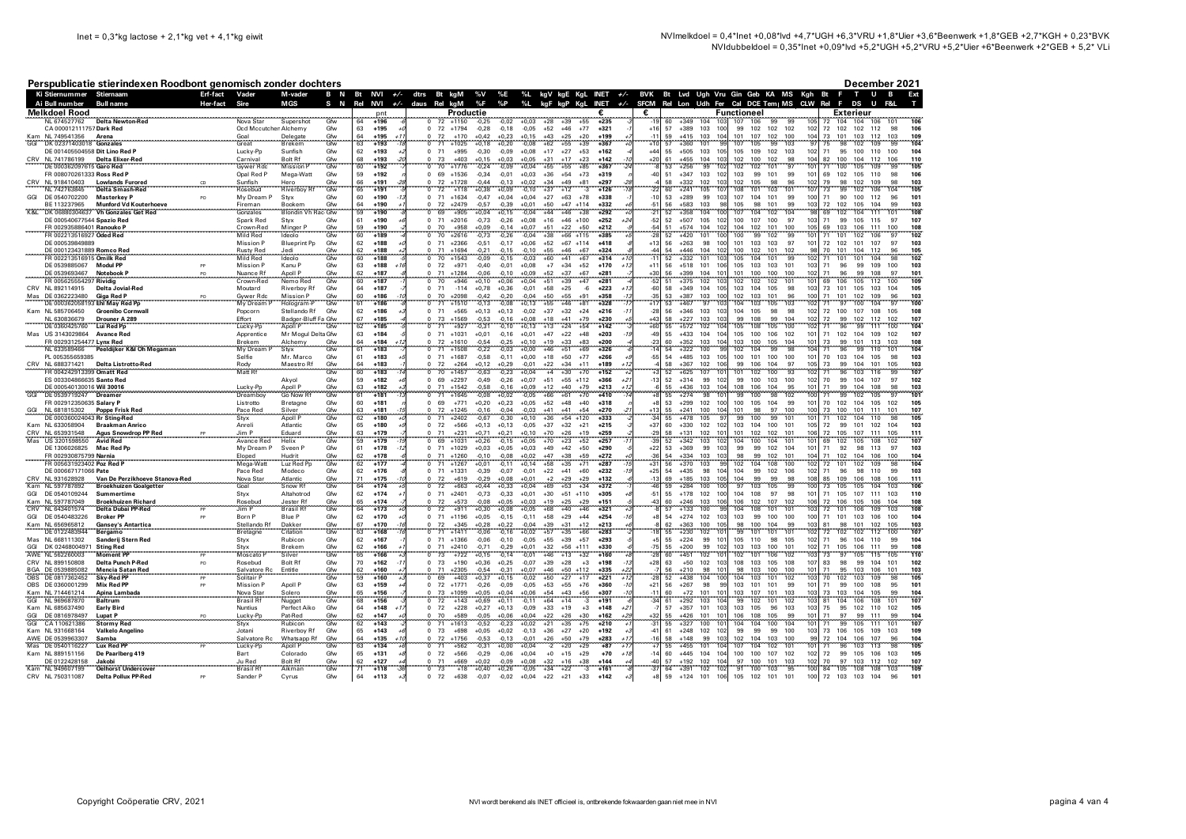Inet = 0,3*kg lactose + 2,1*kg vet + 4,1*kg eiwit

NVImelkdoel = 0,4*Inet +0,08*lvd +4,7*UGH +6,3*VRU +1,8*Uier +3,6*Beenwerk +1,8*GEB +2,7*KGH + 0,23*BVK
NVIdubbeldoel = 0,35*Inet + 0,09*lvd +5,2*UGH +5,2*VRU +5,2*Uier +6*Beenwerk +2*GEB + 5,2* VLi

# Perspublicatie stierindexen Roodbont genomisch zonder dochters

December 2021

| Ki | Stiernummer | Stiernaam | Erf-fact | Vader | M-vader | B N | Bt | NVI | +/- | dtrs | Bt | kgM | %V | %E | %L | kgV | kgE | KgL | INET | +/- | BVK | Bt | Lvd | Ugh | Vru | Gin | Geb | KA | MS | Kgh | Bt | F | T | U | B | Ext |
|---|---|---|---|---|---|---|---|---|---|---|---|---|---|---|---|---|---|---|---|---|---|---|---|---|---|---|---|---|---|---|---|---|---|---|---|---|
| Ai | Bull number | Bull name | Her-fact | Sire | MGS | S N | Rel | NVI | +/- | daus | Rel | kgM | %F | %P | %L | kgF | kgP | KgL | INET | +/- | SFCM | Rel | Lon | Udh | Fer | Cal | DCE | Tem | MS | CLW | Rel | F | DS | U | F&L | T |
| Melkdoel Rood | | | | | | | | pnt | | | | Productie | | | | | | | € | | € | | | | | Functioneel | | | | | | Exterieur | | | | |
| | NL 674527762 | Delta Newton-Red | | Nova Star | Supershot | Gfw | 64 | +196 | -6 | 0 | 72 | +1150 | -0,25 | -0,02 | +0,03 | +28 | +39 | +55 | +235 | | | 60 | +349 | 104 | 103 | 107 | 106 | 99 | 99 | 105 | 72 | 104 | 104 | 106 | 101 | 106 |
| | CA 000012111757 | Dark Red | | Ocd Mccutchen | Alchemy | Gfw | 63 | +195 | +0 | 0 | 72 | +1794 | -0,28 | -0,18 | -0,05 | +52 | +46 | +77 | +321 | | +16 | 57 | +389 | 103 | 100 | 99 | 102 | 102 | 102 | 102 | 72 | 102 | 102 | 112 | 98 | 106 |
| | NL 749541356 | Arena | | Goal | Delegate | Gfw | 64 | +195 | +11 | 0 | 72 | +170 | +0,42 | +0,23 | +0,15 | +43 | +25 | +20 | +199 | +7 | -11 | 59 | +415 | 103 | 104 | 101 | 107 | 102 | 100 | 104 | 73 | 101 | 103 | 112 | 103 | 109 |
| GGI | DK 023714030318 | Gonzales | | Great | Brekem | Gfw | 63 | +193 | -18 | 0 | 71 | +1025 | +0,18 | +0,20 | -0,08 | +62 | +55 | +39 | +367 | -4 | +10 | 57 | +360 | 101 | 99 | 107 | 105 | 99 | 103 | 97 | 75 | 98 | 102 | 109 | 99 | 104 |
| | DE 001405504558 | Dit Lino Red P | | Lucky-Pp | Sunfish | Gfw | 62 | +193 | +2 | 0 | 71 | +995 | -0,30 | -0,09 | +0,08 | +17 | +27 | +53 | +162 | -4 | +44 | 55 | +505 | 103 | 105 | 105 | 109 | 102 | 103 | 102 | 71 | 95 | 100 | 110 | 100 | 104 |
| CRV | NL 741786199 | Delta Elixer-Red | | Carnival | Bolt Rf | Gfw | 68 | +193 | -20 | 0 | 73 | +403 | +0,15 | +0,03 | +0,05 | +31 | +17 | +23 | +142 | -4 | +20 | 61 | +455 | 104 | 103 | 102 | 100 | 102 | 98 | 104 | 82 | 100 | 104 | 112 | 106 | 110 |
| | DE 000362097615 | Garo Red | | Gywer Rdc | Mission P | Gfw | 60 | +192 | -7 | 0 | 70 | +1776 | -0,24 | -0,09 | +0,04 | +55 | +55 | +85 | +367 | -24 | -8 | 53 | +256 | 99 | 102 | 102 | 102 | 101 | 97 | 101 | 71 | 100 | 105 | 109 | 99 | 105 |
| | FR 008070261333 | Ross Red P | | Opal Red P | Mega-Watt | Gfw | 59 | +192 | | 0 | 69 | +1536 | -0,34 | -0,01 | +0,03 | +36 | +54 | +73 | +319 | | -40 | 51 | +347 | 103 | 102 | 103 | 99 | 101 | 99 | 101 | 69 | 102 | 105 | 110 | 98 | 106 |
| CRV | NL 918410403 | Lowlands Furored | CD | Sunfish | Hero | Gfw | 66 | +191 | -28 | 0 | 72 | +1728 | -0,44 | -0,13 | +0,02 | +34 | +49 | +81 | +297 | -28 | -4 | 58 | +332 | 102 | 103 | 102 | 105 | 98 | 96 | 102 | 79 | 98 | 102 | 109 | 98 | 103 |
| | NL 742763845 | Delta Smash-Red | | Rosebud | Riverboy Rf | Gfw | 65 | +191 | -3 | 0 | 72 | +118 | +0,38 | +0,09 | -0,10 | +37 | +12 | -3 | +126 | -18 | -22 | 60 | +241 | 105 | 107 | 108 | 101 | 103 | 101 | 107 | 73 | 99 | 102 | 106 | 104 | 105 |
| GGI | DE 0540702200 | Masterkey P | PO | My Dream P | Styx | Gfw | 60 | +190 | -12 | 0 | 71 | +1634 | -0,47 | +0,04 | +0,04 | +27 | +63 | +78 | +338 | -1 | -10 | 53 | +289 | 99 | 103 | 107 | 104 | 101 | 99 | 100 | 71 | 90 | 100 | 112 | 96 | 101 |
| | BE 113237965 | Munford Vd Kouterhoeve | | Fireman | Bookem | Gfw | 64 | +190 | +1 | 0 | 72 | +2479 | -0,57 | -0,39 | +0,01 | +50 | +47 | +114 | +332 | +6 | -51 | 56 | +583 | 103 | 98 | 105 | 98 | 101 | 99 | 103 | 72 | 102 | 105 | 104 | 99 | 103 |
| K&L | DK 088802304637 | Vh Gonzales Get Red | | Gonzales | Blondin Vh Race | Gfw | 59 | +190 | | 0 | 69 | +905 | +0,04 | +0,15 | -0,04 | +44 | +46 | +38 | +292 | +0 | -21 | 52 | +358 | 104 | 100 | 107 | 104 | 102 | 104 | 98 | 69 | 102 | 104 | 111 | 101 | 108 |
| | DE 000540677544 | Spazio Red | | Spark Red | Styx | Gfw | 61 | +190 | +6 | 0 | 71 | +2016 | -0,73 | -0,26 | +0,08 | +16 | +46 | +100 | +252 | +24 | -52 | 52 | +507 | 105 | 102 | 100 | 107 | 100 | 97 | 103 | 71 | 99 | 105 | 115 | 97 | 107 |
| | FR 002935886401 | Ranouko P | | Crown-Red | Minger P | Gfw | 59 | +190 | -2 | 0 | 70 | +958 | +0,09 | -0,14 | +0,07 | +51 | +22 | +50 | +212 | -5 | -54 | 51 | +574 | 104 | 102 | 104 | 102 | 101 | 100 | 105 | 69 | 103 | 106 | 111 | 100 | 108 |
| | FR 002213516927 | Oded Red | | Mild Red | Ideolo | Gfw | 60 | +189 | -4 | 0 | 70 | +2616 | -0,73 | -0,26 | -0,04 | +38 | +66 | +115 | +385 | +5 | -28 | 52 | +420 | 101 | 100 | 99 | 102 | 99 | 101 | 101 | 71 | 101 | 102 | 106 | 97 | 102 |
| | DE 000539849889 | | | Mission P | Blueprint Pp | Gfw | 62 | +188 | +0 | 0 | 71 | +2366 | -0,51 | -0,17 | +0,06 | +52 | +67 | +114 | +418 | -6 | +13 | 56 | +263 | 98 | 100 | 101 | 103 | 103 | 97 | 101 | 72 | 102 | 101 | 107 | 97 | 103 |
| | DE 000123431889 | Romco Red | | Rusty Red | Jedi | Gfw | 62 | +188 | +2 | 0 | 71 | +1694 | -0,21 | -0,15 | -0,10 | +55 | +46 | +67 | +324 | -8 | -44 | 54 | +446 | 104 | 102 | 100 | 102 | 101 | 102 | 98 | 70 | 101 | 104 | 112 | 96 | 105 |
| | FR 002213516915 | Omilk Red | | Mild Red | Ideolo | Gfw | 60 | +188 | -5 | 0 | 70 | +1543 | -0,09 | -0,15 | -0,03 | +60 | +41 | +67 | +314 | +10 | -11 | 52 | +332 | 101 | 103 | 105 | 104 | 101 | 99 | 102 | 71 | 101 | 101 | 104 | 98 | 102 |
| | DE 0539885067 | Modul PP | PP | Mission P | Kanu P | Gfw | 63 | +188 | +16 | 0 | 72 | +971 | -0,40 | +0,08 | +0,08 | +7 | +34 | +52 | +170 | +13 | +11 | 56 | +518 | 101 | 106 | 105 | 103 | 103 | 101 | 103 | 71 | 96 | 99 | 109 | 100 | 103 |
| | DE 0539693467 | Notebook P | PO | Nuance Rf | Apoll P | Gfw | 62 | +187 | -8 | 0 | 71 | +1284 | -0,06 | -0,10 | +0,09 | +52 | +37 | +67 | +281 | -7 | +30 | 56 | +399 | 104 | 101 | 101 | 100 | 100 | 100 | 102 | 71 | 96 | 99 | 108 | 97 | 101 |
| | FR 005625554297 | Rividig | | Crown-Red | Nemo Red | Gfw | 60 | +187 | | 0 | 70 | +946 | +0,10 | +0,06 | +0,04 | +51 | +39 | +47 | +281 | -4 | -52 | 51 | +375 | 102 | 103 | 102 | 102 | 102 | 101 | 101 | 69 | 106 | 105 | 112 | 100 | 109 |
| CRV | NL 892114915 | Delta Jovial-Red | | Moutard | Riverboy Rf | Gfw | 64 | +187 | | 0 | 71 | -114 | +0,78 | +0,36 | -0,01 | +58 | +25 | -6 | +223 | +13 | -60 | 58 | +349 | 104 | 105 | 103 | 104 | 105 | 98 | 103 | 73 | 101 | 105 | 103 | 104 | 105 |
| | DE 0362223480 | Giga Red P | PO | Gywer Rdc | Mission P | Gfw | 60 | +186 | -10 | 0 | 70 | +2098 | -0,42 | -0,20 | -0,04 | +50 | +55 | +91 | +358 | -13 | -35 | 53 | +387 | 103 | 100 | 102 | 103 | 101 | 96 | 100 | 71 | 101 | 102 | 109 | 96 | 103 |
| | DE 000362058193 | Ehl May Red Pp | | My Dream P | Hologram-P | Gfw | 61 | +186 | -8 | 0 | 71 | +1510 | -0,13 | -0,08 | +0,13 | +55 | +46 | +81 | +328 | -7 | +17 | 53 | +467 | 97 | 103 | 104 | 103 | 105 | 103 | 102 | 71 | 97 | 100 | 104 | 97 | 100 |
| Kam | NL 585706450 | Groenibo Cornwall | | Popcorn | Stellando Rf | Gfw | 62 | +186 | +3 | 0 | 71 | +565 | +0,13 | +0,13 | -0,02 | +37 | +32 | +24 | +216 | -11 | -28 | 56 | +346 | 103 | 103 | 104 | 105 | 98 | 98 | 102 | 72 | 100 | 107 | 108 | 105 | 108 |
| | NL 630836679 | Drouner A 289 | | Effort | Badger-Bluff Fa | Gfw | 67 | +185 | +8 | 0 | 73 | +1569 | -0,53 | -0,16 | +0,08 | +18 | +41 | +79 | +230 | +6 | +43 | 58 | +227 | 103 | 103 | 99 | 108 | 99 | 104 | 102 | 72 | 99 | 102 | 112 | 102 | 107 |
| | DE 0360425760 | Lui Red Pp | | Lucky-Pp | Apoll P | Gfw | 62 | +185 | -9 | 0 | 71 | +927 | -0,31 | +0,13 | +0,13 | +24 | +54 | +54 | +142 | -3 | +60 | 55 | +572 | 102 | 104 | 105 | 108 | 105 | 100 | 102 | 71 | 96 | 99 | 111 | 100 | 104 |
| Mas | US 3143029864 | Avance Red | | Apprentice | Mr Mogul Delta | Gfw | 63 | +184 | | 0 | 71 | +1031 | +0,01 | -0,16 | +0,01 | +47 | +22 | +48 | +203 | -19 | -49 | 55 | +433 | 104 | 104 | 105 | 100 | 106 | 102 | 101 | 71 | 102 | 104 | 109 | 102 | 107 |
| | FR 002931254477 | Lynx Red | | Brekem | Alchemy | Gfw | 64 | +184 | +12 | 0 | 72 | +1610 | -0,54 | -0,25 | +0,10 | +19 | +33 | +83 | +200 | -4 | -23 | 60 | +352 | 103 | 100 | 103 | 100 | 105 | 104 | 104 | 73 | 99 | 101 | 113 | 103 | 108 |
| | NL 633589466 | Peeldijker K&l Oh Megaman | | My Dream P | Styx | Gfw | 61 | +183 | -5 | 0 | 71 | +1508 | -0,22 | -0,03 | +0,00 | +46 | +51 | +69 | +326 | -6 | -14 | 54 | +322 | 100 | 99 | 102 | 104 | 99 | 98 | 104 | 71 | 96 | 99 | 110 | 101 | 104 |
| | PL 005355659385 | | | Selfie | Mr. Marco | Gfw | 61 | +183 | +5 | 0 | 71 | +1687 | -0,58 | -0,11 | +0,00 | +18 | +50 | +77 | +266 | +8 | -55 | 54 | +485 | 103 | 105 | 100 | 101 | 100 | 100 | 101 | 70 | 103 | 104 | 105 | 98 | 103 |
| CRV | NL 688371421 | Delta Listrotto-Red | | Rody | Maestro Rf | Gfw | 64 | +183 | -5 | 0 | 72 | +264 | +0,12 | +0,29 | -0,01 | +22 | +34 | +11 | +189 | +12 | -4 | 58 | +367 | 102 | 106 | 99 | 106 | 104 | 97 | 105 | 73 | 99 | 104 | 101 | 105 | 103 |
| | FR 004242913399 | Omatt Red | | Matt Rf | | Gfw | 60 | +183 | -14 | 0 | 70 | +1457 | -0,63 | -0,23 | +0,04 | +4 | +30 | +70 | +152 | -2 | +3 | 52 | +625 | 107 | 101 | 101 | 102 | 100 | 93 | 102 | 71 | 96 | 103 | 116 | 99 | 107 |
| | ES 003304866635 | Santo Red | | | Akyol | Gfw | 59 | +182 | +6 | 0 | 69 | +2297 | -0,49 | -0,26 | +0,07 | +51 | +55 | +112 | +366 | +21 | -13 | 52 | +314 | 99 | 102 | 99 | 100 | 103 | 100 | 102 | 70 | 99 | 104 | 107 | 97 | 102 |
| | DE 000540130016 | Wil 30016 | | Lucky-Pp | Apoll P | Gfw | 63 | +182 | +3 | 0 | 71 | +1542 | -0,58 | -0,16 | +0,09 | +12 | +40 | +79 | +213 | +12 | -6 | 55 | +436 | 103 | 104 | 108 | 106 | 104 | 95 | 101 | 71 | 99 | 104 | 108 | 98 | 103 |
| GGI | DE 0539719247 | Dreamer | | Dreamboy | Go Now Rf | Gfw | 61 | +181 | -13 | 0 | 71 | +1646 | -0,08 | +0,02 | -0,05 | +66 | +61 | +70 | +410 | -14 | +8 | 55 | +274 | 98 | 101 | 99 | 100 | 98 | 102 | 100 | 71 | 99 | 102 | 105 | 97 | 101 |
| | FR 002912350635 | Salary P | | Listrotto | Bretagne | Gfw | 60 | +181 | | 0 | 69 | +771 | +0,20 | +0,23 | +0,05 | +52 | +48 | +40 | +318 | | +8 | 53 | +299 | 102 | 100 | 100 | 105 | 104 | 99 | 101 | 70 | 102 | 104 | 105 | 102 | 105 |
| GGI | NL 681815302 | Poppe Frisk Red | | Pace Red | Silver | Gfw | 63 | +181 | -15 | 0 | 72 | +1245 | -0,16 | -0,04 | -0,03 | +41 | +41 | +54 | +270 | -21 | +13 | 55 | +241 | 100 | 104 | 101 | 98 | 97 | 100 | 100 | 73 | 100 | 101 | 111 | 101 | 107 |
| | DE 000360024043 | Rr Sting-Red | | Styx | Apoll P | Gfw | 62 | +180 | -6 | 0 | 71 | +2402 | -0,67 | -0,30 | +0,10 | +36 | +54 | +120 | +333 | -1 | -34 | 55 | +478 | 105 | 97 | 99 | 100 | 99 | 101 | 101 | 71 | 102 | 104 | 110 | 98 | 105 |
| Kam | NL 633058904 | Braakman Anrico | | Anreli | Atlantic | Gfw | 65 | +180 | +9 | 0 | 72 | +566 | +0,13 | +0,13 | -0,05 | +37 | +32 | +21 | +215 | -3 | +37 | 60 | +330 | 102 | 102 | 103 | 104 | 100 | 101 | 105 | 72 | 99 | 101 | 102 | 104 | 103 |
| CRV | NL 653931548 | Agus Snowdrop PP Red | PP | Jim P | Eduard | Gfw | 63 | +179 | -7 | 0 | 71 | +231 | +0,71 | +0,21 | +0,10 | +70 | +26 | +19 | +259 | -2 | -29 | 58 | +131 | 102 | 101 | 101 | 102 | 102 | 101 | 106 | 72 | 105 | 107 | 111 | 105 | 111 |
| Mas | US 3201598550 | Avid Red | | Avance Red | Helix | Gfw | 59 | +179 | -15 | 0 | 69 | +1031 | +0,26 | -0,15 | +0,08 | +70 | +23 | +52 | +257 | -11 | -39 | 52 | +342 | 103 | 102 | 104 | 100 | 104 | 101 | 101 | 69 | 102 | 105 | 108 | 102 | 107 |
| | DE 1306026825 | Mac Red Pp | | My Dream P | Sveen P | Gfw | 61 | +178 | -12 | 0 | 71 | +1029 | +0,03 | +0,05 | +0,03 | +49 | +42 | +50 | +290 | -5 | +22 | 53 | +369 | 99 | 103 | 99 | 99 | 102 | 104 | 101 | 71 | 92 | 98 | 113 | 97 | 103 |
| | FR 002930875799 | Narnia | | Eloped | Hudrit | Gfw | 62 | +178 | -6 | 0 | 71 | +1260 | -0,10 | -0,08 | +0,02 | +47 | +38 | +59 | +272 | +0 | -36 | 54 | +334 | 103 | 103 | 98 | 99 | 102 | 101 | 104 | 71 | 102 | 104 | 106 | 100 | 104 |
| | FR 005631923402 | Poz Red P | | Mega-Watt | Luz Red Pp | Gfw | 62 | +177 | -4 | 0 | 71 | +1267 | +0,01 | -0,11 | +0,14 | +58 | +35 | +71 | +287 | -15 | +31 | 56 | +370 | 103 | 99 | 102 | 104 | 108 | 100 | 102 | 72 | 101 | 102 | 109 | 98 | 104 |
| | DE 000667171066 | Pate | | Pace Red | Modeco | Gfw | 62 | +176 | -8 | 0 | 71 | +1331 | -0,39 | -0,07 | -0,01 | +22 | +41 | +60 | +232 | -19 | +25 | 54 | +435 | 98 | 104 | 104 | 99 | 102 | 106 | 102 | 71 | 96 | 98 | 110 | 99 | 103 |
| CRV | NL 931628928 | Van De Perzikhoeve Stanova-Red | | Nova Star | Atlantic | Gfw | 71 | +175 | -10 | 0 | 72 | +619 | -0,29 | +0,08 | +0,01 | +2 | +29 | +29 | +132 | -6 | -13 | 69 | +185 | 103 | 105 | 104 | 99 | 99 | 98 | 108 | 85 | 109 | 106 | 108 | 106 | 111 |
| Kam | NL 597787692 | Broekhuizen Goalgetter | | Goal | Snow Rf | Gfw | 64 | +174 | +5 | 0 | 72 | +663 | +0,44 | +0,33 | -0,04 | +69 | +53 | +34 | +372 | -1 | -46 | 59 | +284 | 100 | 100 | 97 | 103 | 105 | 99 | 100 | 73 | 105 | 105 | 104 | 103 | 106 |
| GGI | DE 0540109244 | Summertime | | Styx | Altahotrod | Gfw | 62 | +174 | +1 | 0 | 71 | +2401 | -0,73 | -0,33 | +0,01 | +30 | +51 | +110 | +305 | +8 | -51 | 55 | +178 | 102 | 100 | 104 | 108 | 97 | 98 | 101 | 71 | 105 | 107 | 111 | 103 | 110 |
| Kam | NL 597787049 | Broekhuizen Richard | | Rosebud | Jester Rf | Gfw | 65 | +174 | -5 | 0 | 72 | +573 | -0,08 | +0,05 | +0,03 | +19 | +25 | +29 | +151 | -5 | -43 | 60 | +246 | 103 | 106 | 106 | 102 | 107 | 102 | 106 | 72 | 106 | 105 | 106 | 104 | 108 |
| CRV | NL 643401574 | Delta Dubai PP-Red | PP | Jim P | Brasil Rf | Gfw | 64 | +173 | +0 | 0 | 72 | +311 | +0,30 | +0,08 | +0,05 | +38 | +40 | +46 | +321 | -4 | -8 | 57 | +153 | 105 | 99 | 104 | 108 | 101 | 101 | 103 | 72 | 101 | 106 | 109 | 103 | 108 |
| GGI | DE 0540483226 | Broker PP | PP | Born P | Blue P | Gfw | 62 | +170 | +0 | 0 | 71 | +1196 | +0,05 | -0,15 | -0,11 | +58 | +29 | +44 | +254 | -16 | +8 | 54 | +274 | 102 | 103 | 103 | 99 | 100 | 100 | 100 | 71 | 101 | 103 | 106 | 100 | 104 |
| Kam | NL 656965812 | Gansey's Antartica | | Stellando Rf | Dakker | Gfw | 67 | +170 | -6 | 0 | 72 | +345 | +0,28 | +0,22 | -0,04 | +39 | +31 | +12 | +213 | +6 | -8 | 62 | +363 | 100 | 105 | 98 | 100 | 104 | 99 | 103 | 81 | 98 | 101 | 102 | 105 | 103 |
| | DE 0122483944 | Bergamo | | Bretagne | Citation | Gfw | 63 | +168 | -6 | 0 | 71 | +1411 | -0,06 | -0,16 | +0,02 | +57 | +35 | +66 | +283 | -2 | -18 | 55 | +230 | 102 | 101 | 99 | 101 | 101 | 101 | 102 | 72 | 102 | 102 | 112 | 100 | 107 |
| Mas | NL 668111302 | Sanderij Stern Red | | Styx | Rubicon | Gfw | 62 | +167 | -4 | 0 | 71 | +1366 | -0,06 | -0,10 | -0,05 | +55 | +39 | +57 | +293 | -5 | +5 | 55 | +224 | 99 | 101 | 105 | 110 | 98 | 105 | 102 | 71 | 96 | 104 | 110 | 99 | 104 |
| GGI | DK 02468004971 | Sting Red | | Styx | Brekem | Gfw | 62 | +166 | +1 | 0 | 71 | +2410 | -0,71 | -0,29 | +0,01 | +32 | +56 | +111 | +330 | -6 | -75 | 55 | +200 | 99 | 102 | 103 | 103 | 100 | 101 | 102 | 71 | 105 | 106 | 111 | 99 | 108 |
| AWE | NL 562260003 | Moment PP | PP | Moscato P | Silver | Gfw | 65 | +166 | +3 | 0 | 73 | +722 | +0,15 | -0,14 | -0,01 | +46 | +13 | +32 | +160 | +6 | -28 | 60 | +451 | 102 | 101 | 106 | 102 | 102 | 103 | 103 | 73 | 97 | 105 | 115 | 105 | 110 |
| CRV | NL 899150808 | Delta Punch P-Red | PO | Rosebud | Bolt Rf | Gfw | 70 | +162 | -11 | 0 | 73 | +190 | +0,36 | +0,25 | -0,07 | +39 | +28 | +3 | +198 | -13 | +28 | 63 | +50 | 102 | 103 | 108 | 103 | 105 | 108 | 107 | 83 | 98 | 99 | 104 | 101 | 102 |
| BGA | DE 0539885002 | Mencia Satan Red | | Salvatore Rc | Entitle | Gfw | 62 | +160 | +7 | 0 | 71 | +2305 | -0,54 | -0,31 | +0,07 | +46 | +50 | +112 | +335 | +22 | -7 | 56 | +210 | 98 | 101 | 98 | 103 | 100 | 100 | 101 | 71 | 95 | 103 | 106 | 101 | 103 |
| OBS | DE 0817362452 | Sky-Red PP | PP | Solitair P | | Gfw | 59 | +160 | +3 | 0 | 69 | +403 | +0,37 | +0,15 | -0,02 | +50 | +27 | +17 | +221 | +12 | -28 | 52 | +438 | 104 | 100 | 104 | 103 | 101 | 102 | 103 | 70 | 102 | 103 | 109 | 98 | 105 |
| OBS | DE 0360001299 | Mix Red PP | PP | Mission P | Apoll P | Gfw | 63 | +159 | +4 | 0 | 71 | +1771 | -0,26 | -0,09 | -0,05 | +53 | +55 | +76 | +360 | -10 | +21 | 56 | +267 | 98 | 99 | 103 | 101 | 101 | 99 | 101 | 71 | 99 | 100 | 108 | 95 | 101 |
| Kam | NL 714461214 | Apina Lambada | | Nova Star | Solero | Gfw | 65 | +156 | -3 | 0 | 73 | +1099 | +0,05 | +0,04 | +0,06 | +54 | +43 | +56 | +307 | -10 | -11 | 60 | +72 | 101 | 101 | 103 | 107 | 101 | 101 | 103 | 73 | 103 | 104 | 105 | 99 | 104 |
| GGI | NL 969687870 | Baltrum | | Brasil Rf | Nugget | Gfw | 68 | +156 | -3 | 0 | 72 | +143 | +0,69 | +0,11 | -0,11 | +64 | +14 | -3 | +191 | -6 | -34 | 61 | +292 | 103 | 104 | 99 | 102 | 101 | 102 | 103 | 81 | 104 | 106 | 108 | 101 | 107 |
| Kam | NL 685637490 | Early Bird | | Nuntius | Perfect Aiko | Gfw | 64 | +148 | +17 | 0 | 72 | +228 | +0,27 | +0,13 | -0,09 | +33 | +19 | +3 | +148 | +21 | -7 | 57 | +357 | 101 | 103 | 103 | 105 | 96 | 103 | 103 | 75 | 95 | 102 | 110 | 102 | 102 |
| GGI | NL 0816978497 | Lupat P | PO | Lucky-Pp | Pat-Red | Gfw | 62 | +147 | +0 | 0 | 70 | +589 | -0,05 | +0,06 | +0,04 | +22 | +26 | +30 | +162 | +29 | +32 | 55 | +426 | 101 | 101 | 106 | 108 | 105 | 99 | 101 | 71 | 97 | 99 | 111 | 99 | 104 |
| GGI | CA 110621386 | Stormy Red | | Styx | Rubicon | Gfw | 62 | +143 | -2 | 0 | 71 | +1613 | -0,52 | -0,23 | +0,02 | +21 | +35 | +75 | +210 | +1 | -31 | 55 | +327 | 100 | 101 | 104 | 104 | 100 | 104 | 101 | 71 | 99 | 105 | 111 | 101 | 107 |
| Kam | NL 931668164 | Valkelo Angelino | | Jotani | Riverboy Rf | Gfw | 65 | +143 | +6 | 0 | 73 | +698 | +0,05 | +0,02 | -0,13 | +36 | +27 | +20 | +192 | +3 | -41 | 61 | +248 | 102 | 102 | 99 | 99 | 99 | 100 | 103 | 73 | 106 | 105 | 109 | 103 | 109 |
| AWE | DE 0539963307 | Samba | | Salvatore Rc | Whatsapp Rf | Gfw | 64 | +135 | +10 | 0 | 72 | +1756 | -0,53 | -0,13 | -0,01 | +26 | +50 | +79 | +283 | +17 | -16 | 58 | +148 | 99 | 103 | 102 | 104 | 103 | 100 | 99 | 72 | 104 | 106 | 107 | 96 | 104 |
| Mas | DE 0540116227 | Lux Red PP | PP | Lucky-Pp | Apoll P | Gfw | 63 | +134 | +8 | 0 | 71 | +562 | -0,31 | +0,04 | +0,04 | -2 | +20 | +29 | +87 | +17 | +7 | 55 | +455 | 101 | 104 | 107 | 104 | 102 | 101 | 101 | 71 | 95 | 103 | 113 | 98 | 105 |
| Kam | NL 889151766 | De Paarlberg 419 | | Bart | Colorado | Gfw | 65 | +131 | +8 | 0 | 72 | +566 | -0,29 | -0,06 | +0,04 | +0 | +15 | +29 | +70 | +18 | -14 | 60 | +445 | 104 | 104 | 100 | 100 | 107 | 102 | 102 | 72 | 99 | 105 | 106 | 103 | 105 |
| | DE 0122428158 | Jakobi | | Ju Red | Bolt Rf | Gfw | 62 | +127 | +4 | 0 | 71 | +669 | +0,02 | +0,09 | -0,08 | +32 | +16 | +38 | +144 | +4 | -40 | 57 | +192 | 102 | 104 | 97 | 100 | 101 | 103 | 102 | 70 | 97 | 103 | 112 | 102 | 107 |
| Kam | NL 949507199 | Oelhorst Undercover | | Brasil Rf | Aikman | Gfw | 71 | +118 | -36 | 0 | 73 | +18 | +0,40 | +0,26 | -0,05 | +34 | +22 | -3 | +161 | -8 | -37 | 64 | +391 | 102 | 102 | 91 | 100 | 103 | 95 | 100 | 84 | 105 | 108 | 108 | 103 | 109 |
| CRV | NL 750311087 | Delta Pollux PP-Red | PP | Sander P | Cyrus | Gfw | 64 | +113 | +3 | 0 | 72 | +638 | -0,07 | -0,02 | +0,04 | +22 | +21 | +33 | +142 | +3 | +8 | 59 | +124 | 101 | 106 | 105 | 102 | 103 | 101 | 100 | 72 | 103 | 104 | | 96 | 101 |

Copyright Coöperatie CRV, 2021

NVI wordt berekend als INET officieel is, ontbrekende fokwaarden gaan niet mee in NVI